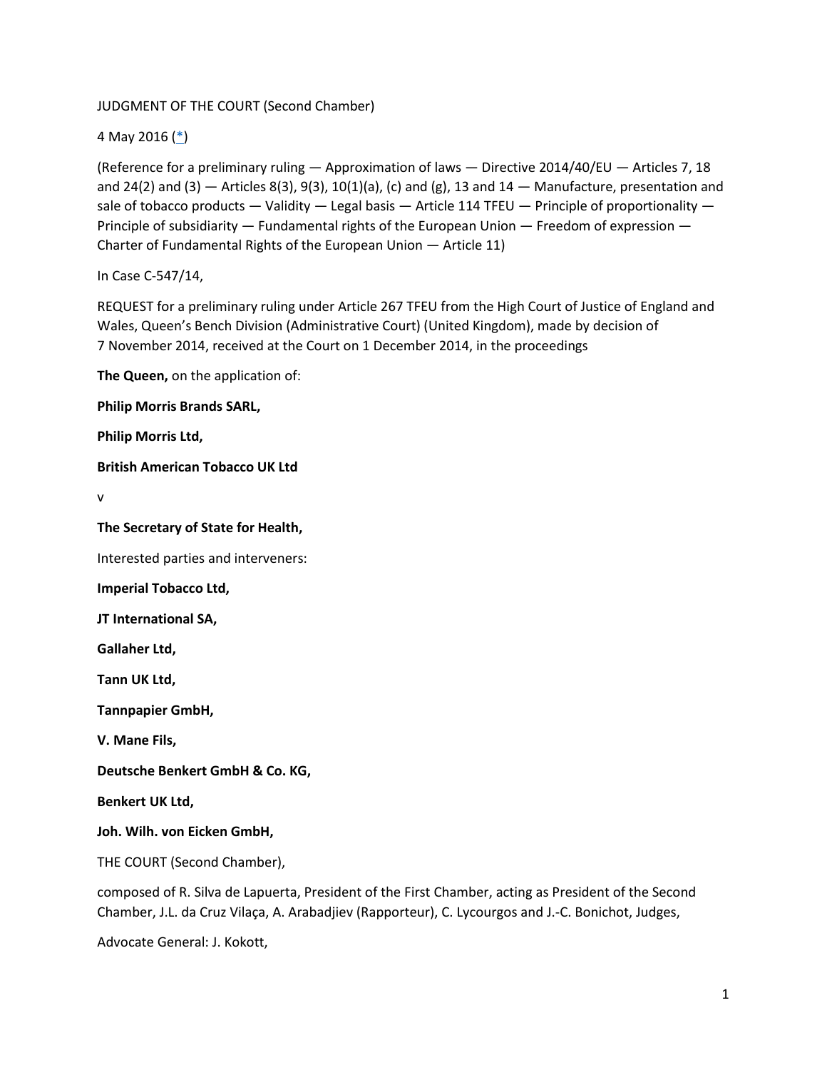JUDGMENT OF THE COURT (Second Chamber)

4 May 2016 ([*](#))

(Reference for a preliminary ruling — Approximation of laws — Directive 2014/40/EU — Articles 7, 18 and 24(2) and (3) — Articles 8(3), 9(3), 10(1)(a), (c) and (g), 13 and 14 — Manufacture, presentation and sale of tobacco products — Validity — Legal basis — Article 114 TFEU — Principle of proportionality — Principle of subsidiarity — Fundamental rights of the European Union — Freedom of expression — Charter of Fundamental Rights of the European Union — Article 11)

In Case C-547/14,

REQUEST for a preliminary ruling under Article 267 TFEU from the High Court of Justice of England and Wales, Queen's Bench Division (Administrative Court) (United Kingdom), made by decision of 7 November 2014, received at the Court on 1 December 2014, in the proceedings

**The Queen,** on the application of:

**Philip Morris Brands SARL,**

**Philip Morris Ltd,**

**British American Tobacco UK Ltd**

v

**The Secretary of State for Health,**

Interested parties and interveners:

**Imperial Tobacco Ltd,**

**JT International SA,**

**Gallaher Ltd,**

**Tann UK Ltd,**

**Tannpapier GmbH,**

**V. Mane Fils,**

**Deutsche Benkert GmbH & Co. KG,**

**Benkert UK Ltd,**

**Joh. Wilh. von Eicken GmbH,**

THE COURT (Second Chamber),

composed of R. Silva de Lapuerta, President of the First Chamber, acting as President of the Second Chamber, J.L. da Cruz Vilaça, A. Arabadjiev (Rapporteur), C. Lycourgos and J.-C. Bonichot, Judges,

Advocate General: J. Kokott,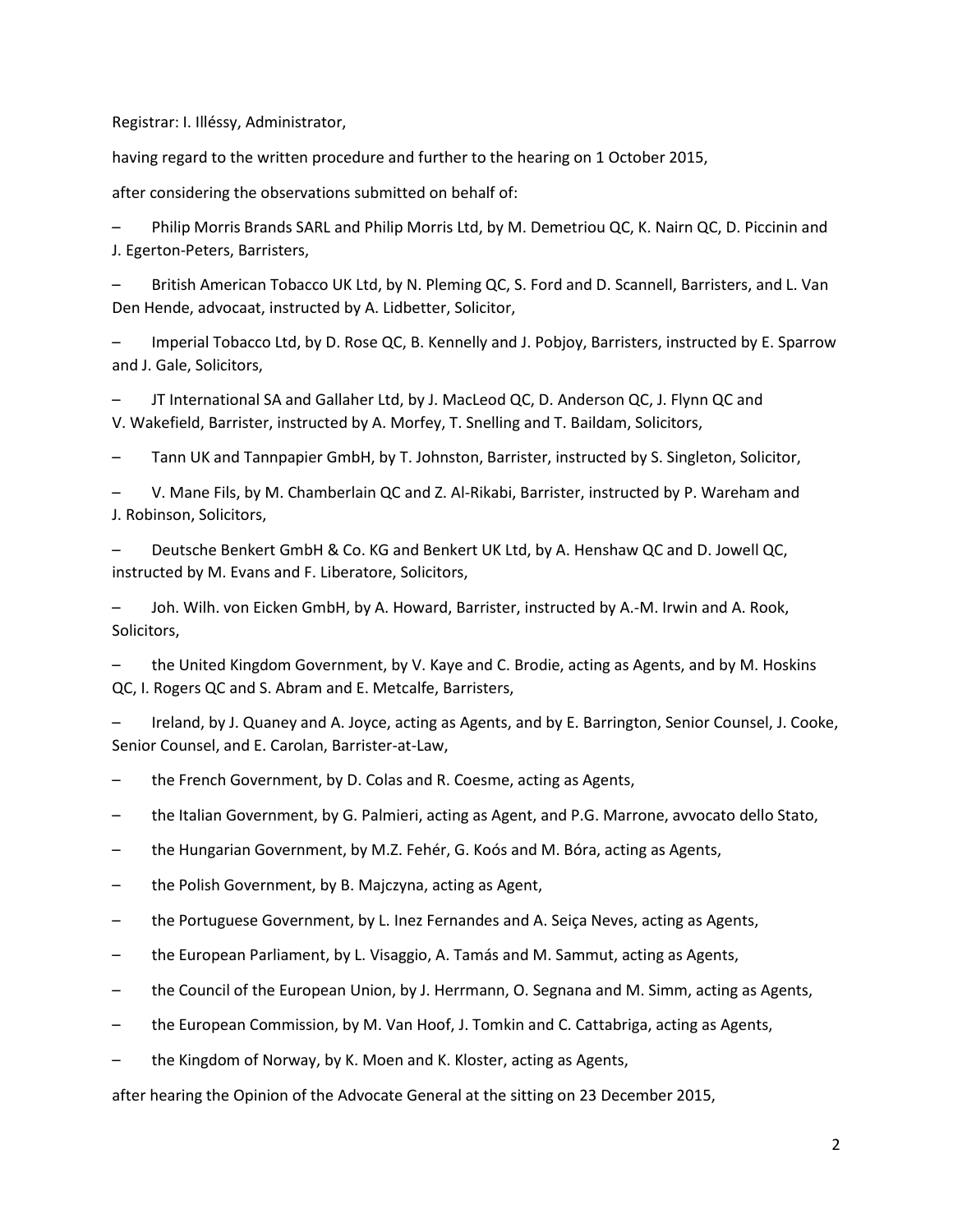Registrar: I. Illéssy, Administrator,

having regard to the written procedure and further to the hearing on 1 October 2015,

after considering the observations submitted on behalf of:

– Philip Morris Brands SARL and Philip Morris Ltd, by M. Demetriou QC, K. Nairn QC, D. Piccinin and J. Egerton-Peters, Barristers,

– British American Tobacco UK Ltd, by N. Pleming QC, S. Ford and D. Scannell, Barristers, and L. Van Den Hende, advocaat, instructed by A. Lidbetter, Solicitor,

– Imperial Tobacco Ltd, by D. Rose QC, B. Kennelly and J. Pobjoy, Barristers, instructed by E. Sparrow and J. Gale, Solicitors,

– JT International SA and Gallaher Ltd, by J. MacLeod QC, D. Anderson QC, J. Flynn QC and V. Wakefield, Barrister, instructed by A. Morfey, T. Snelling and T. Baildam, Solicitors,

– Tann UK and Tannpapier GmbH, by T. Johnston, Barrister, instructed by S. Singleton, Solicitor,

– V. Mane Fils, by M. Chamberlain QC and Z. Al-Rikabi, Barrister, instructed by P. Wareham and J. Robinson, Solicitors,

– Deutsche Benkert GmbH & Co. KG and Benkert UK Ltd, by A. Henshaw QC and D. Jowell QC, instructed by M. Evans and F. Liberatore, Solicitors,

– Joh. Wilh. von Eicken GmbH, by A. Howard, Barrister, instructed by A.-M. Irwin and A. Rook, Solicitors,

– the United Kingdom Government, by V. Kaye and C. Brodie, acting as Agents, and by M. Hoskins QC, I. Rogers QC and S. Abram and E. Metcalfe, Barristers,

– Ireland, by J. Quaney and A. Joyce, acting as Agents, and by E. Barrington, Senior Counsel, J. Cooke, Senior Counsel, and E. Carolan, Barrister-at-Law,

– the French Government, by D. Colas and R. Coesme, acting as Agents,

– the Italian Government, by G. Palmieri, acting as Agent, and P.G. Marrone, avvocato dello Stato,

– the Hungarian Government, by M.Z. Fehér, G. Koós and M. Bóra, acting as Agents,

– the Polish Government, by B. Majczyna, acting as Agent,

– the Portuguese Government, by L. Inez Fernandes and A. Seiça Neves, acting as Agents,

– the European Parliament, by L. Visaggio, A. Tamás and M. Sammut, acting as Agents,

– the Council of the European Union, by J. Herrmann, O. Segnana and M. Simm, acting as Agents,

– the European Commission, by M. Van Hoof, J. Tomkin and C. Cattabriga, acting as Agents,

– the Kingdom of Norway, by K. Moen and K. Kloster, acting as Agents,

after hearing the Opinion of the Advocate General at the sitting on 23 December 2015,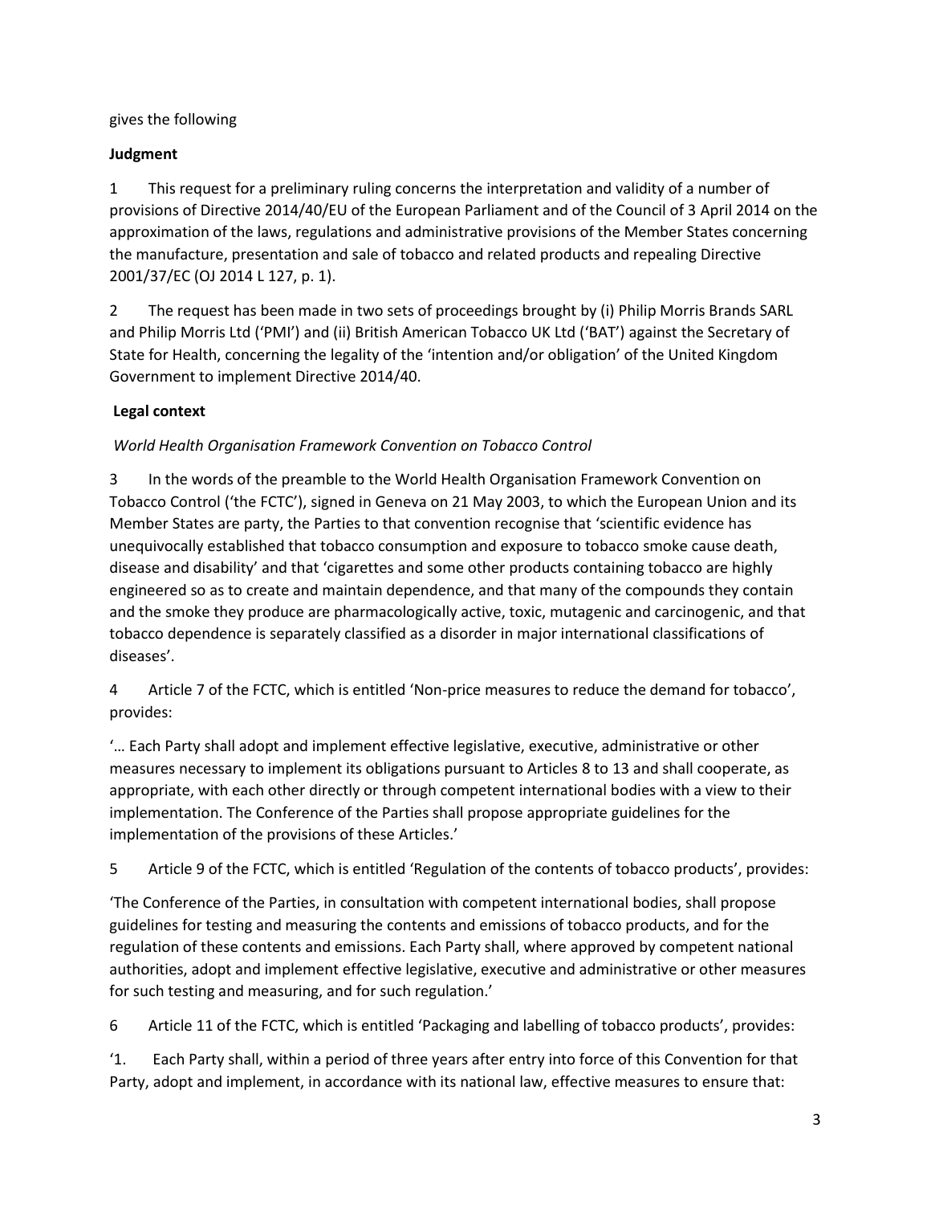gives the following

**Judgment**

1 This request for a preliminary ruling concerns the interpretation and validity of a number of provisions of Directive 2014/40/EU of the European Parliament and of the Council of 3 April 2014 on the approximation of the laws, regulations and administrative provisions of the Member States concerning the manufacture, presentation and sale of tobacco and related products and repealing Directive 2001/37/EC (OJ 2014 L 127, p. 1).

2 The request has been made in two sets of proceedings brought by (i) Philip Morris Brands SARL and Philip Morris Ltd ('PMI') and (ii) British American Tobacco UK Ltd ('BAT') against the Secretary of State for Health, concerning the legality of the 'intention and/or obligation' of the United Kingdom Government to implement Directive 2014/40.

**Legal context**

*World Health Organisation Framework Convention on Tobacco Control*

3 In the words of the preamble to the World Health Organisation Framework Convention on Tobacco Control ('the FCTC'), signed in Geneva on 21 May 2003, to which the European Union and its Member States are party, the Parties to that convention recognise that 'scientific evidence has unequivocally established that tobacco consumption and exposure to tobacco smoke cause death, disease and disability' and that 'cigarettes and some other products containing tobacco are highly engineered so as to create and maintain dependence, and that many of the compounds they contain and the smoke they produce are pharmacologically active, toxic, mutagenic and carcinogenic, and that tobacco dependence is separately classified as a disorder in major international classifications of diseases'.

4 Article 7 of the FCTC, which is entitled 'Non-price measures to reduce the demand for tobacco', provides:

'… Each Party shall adopt and implement effective legislative, executive, administrative or other measures necessary to implement its obligations pursuant to Articles 8 to 13 and shall cooperate, as appropriate, with each other directly or through competent international bodies with a view to their implementation. The Conference of the Parties shall propose appropriate guidelines for the implementation of the provisions of these Articles.'

5 Article 9 of the FCTC, which is entitled 'Regulation of the contents of tobacco products', provides:

'The Conference of the Parties, in consultation with competent international bodies, shall propose guidelines for testing and measuring the contents and emissions of tobacco products, and for the regulation of these contents and emissions. Each Party shall, where approved by competent national authorities, adopt and implement effective legislative, executive and administrative or other measures for such testing and measuring, and for such regulation.'

6 Article 11 of the FCTC, which is entitled 'Packaging and labelling of tobacco products', provides:

'1. Each Party shall, within a period of three years after entry into force of this Convention for that Party, adopt and implement, in accordance with its national law, effective measures to ensure that: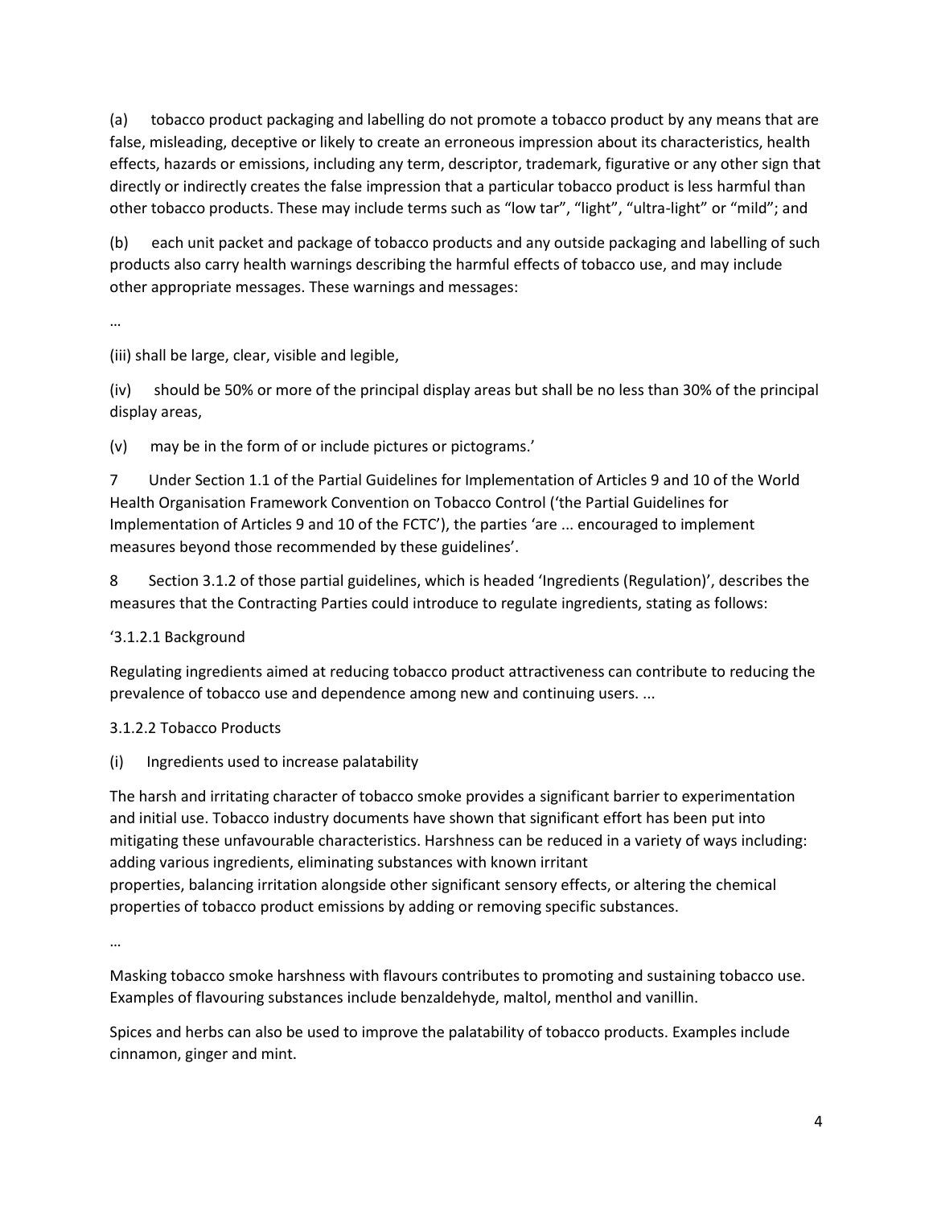(a) tobacco product packaging and labelling do not promote a tobacco product by any means that are false, misleading, deceptive or likely to create an erroneous impression about its characteristics, health effects, hazards or emissions, including any term, descriptor, trademark, figurative or any other sign that directly or indirectly creates the false impression that a particular tobacco product is less harmful than other tobacco products. These may include terms such as "low tar", "light", "ultra-light" or "mild"; and

(b) each unit packet and package of tobacco products and any outside packaging and labelling of such products also carry health warnings describing the harmful effects of tobacco use, and may include other appropriate messages. These warnings and messages:

…

(iii) shall be large, clear, visible and legible,

(iv) should be 50% or more of the principal display areas but shall be no less than 30% of the principal display areas,

(v) may be in the form of or include pictures or pictograms.'

7 Under Section 1.1 of the Partial Guidelines for Implementation of Articles 9 and 10 of the World Health Organisation Framework Convention on Tobacco Control ('the Partial Guidelines for Implementation of Articles 9 and 10 of the FCTC'), the parties 'are ... encouraged to implement measures beyond those recommended by these guidelines'.

8 Section 3.1.2 of those partial guidelines, which is headed 'Ingredients (Regulation)', describes the measures that the Contracting Parties could introduce to regulate ingredients, stating as follows:

'3.1.2.1 Background

Regulating ingredients aimed at reducing tobacco product attractiveness can contribute to reducing the prevalence of tobacco use and dependence among new and continuing users. ...

3.1.2.2 Tobacco Products

(i) Ingredients used to increase palatability

The harsh and irritating character of tobacco smoke provides a significant barrier to experimentation and initial use. Tobacco industry documents have shown that significant effort has been put into mitigating these unfavourable characteristics. Harshness can be reduced in a variety of ways including: adding various ingredients, eliminating substances with known irritant properties, balancing irritation alongside other significant sensory effects, or altering the chemical properties of tobacco product emissions by adding or removing specific substances.

…

Masking tobacco smoke harshness with flavours contributes to promoting and sustaining tobacco use. Examples of flavouring substances include benzaldehyde, maltol, menthol and vanillin.

Spices and herbs can also be used to improve the palatability of tobacco products. Examples include cinnamon, ginger and mint.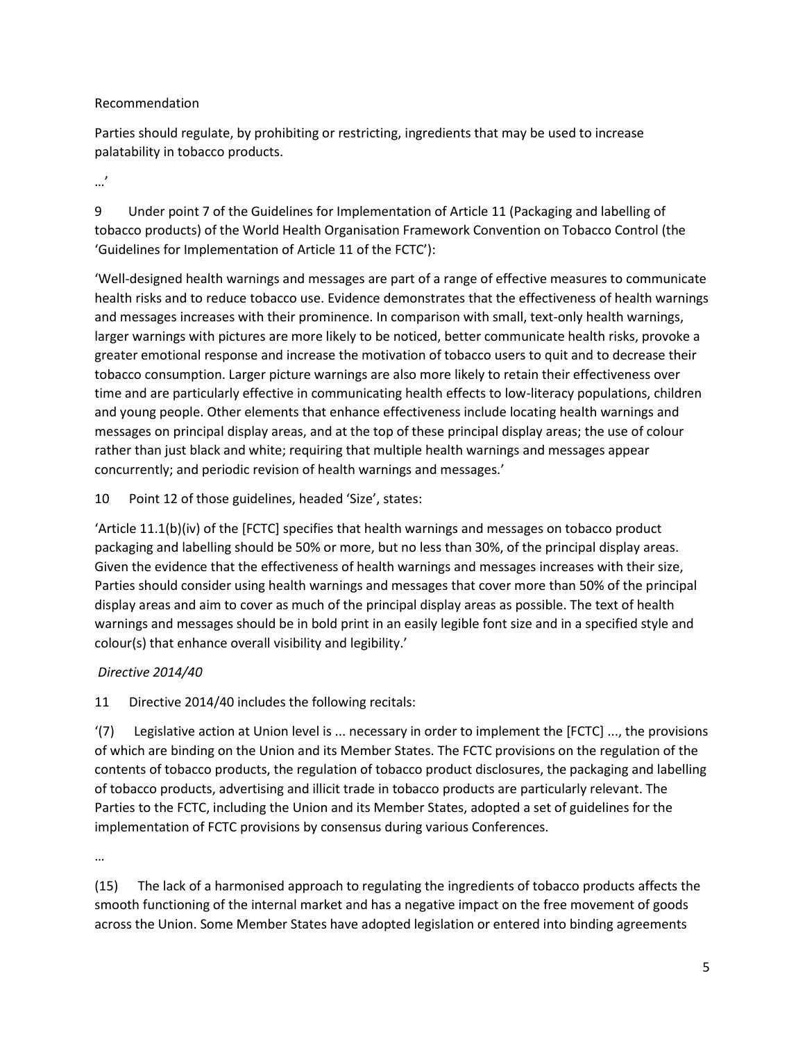Recommendation

Parties should regulate, by prohibiting or restricting, ingredients that may be used to increase palatability in tobacco products.

…'

9 Under point 7 of the Guidelines for Implementation of Article 11 (Packaging and labelling of tobacco products) of the World Health Organisation Framework Convention on Tobacco Control (the 'Guidelines for Implementation of Article 11 of the FCTC'):

'Well-designed health warnings and messages are part of a range of effective measures to communicate health risks and to reduce tobacco use. Evidence demonstrates that the effectiveness of health warnings and messages increases with their prominence. In comparison with small, text-only health warnings, larger warnings with pictures are more likely to be noticed, better communicate health risks, provoke a greater emotional response and increase the motivation of tobacco users to quit and to decrease their tobacco consumption. Larger picture warnings are also more likely to retain their effectiveness over time and are particularly effective in communicating health effects to low-literacy populations, children and young people. Other elements that enhance effectiveness include locating health warnings and messages on principal display areas, and at the top of these principal display areas; the use of colour rather than just black and white; requiring that multiple health warnings and messages appear concurrently; and periodic revision of health warnings and messages.'

10 Point 12 of those guidelines, headed 'Size', states:

'Article 11.1(b)(iv) of the [FCTC] specifies that health warnings and messages on tobacco product packaging and labelling should be 50% or more, but no less than 30%, of the principal display areas. Given the evidence that the effectiveness of health warnings and messages increases with their size, Parties should consider using health warnings and messages that cover more than 50% of the principal display areas and aim to cover as much of the principal display areas as possible. The text of health warnings and messages should be in bold print in an easily legible font size and in a specified style and colour(s) that enhance overall visibility and legibility.'

*Directive 2014/40*

11 Directive 2014/40 includes the following recitals:

'(7) Legislative action at Union level is ... necessary in order to implement the [FCTC] ..., the provisions of which are binding on the Union and its Member States. The FCTC provisions on the regulation of the contents of tobacco products, the regulation of tobacco product disclosures, the packaging and labelling of tobacco products, advertising and illicit trade in tobacco products are particularly relevant. The Parties to the FCTC, including the Union and its Member States, adopted a set of guidelines for the implementation of FCTC provisions by consensus during various Conferences.

…

(15) The lack of a harmonised approach to regulating the ingredients of tobacco products affects the smooth functioning of the internal market and has a negative impact on the free movement of goods across the Union. Some Member States have adopted legislation or entered into binding agreements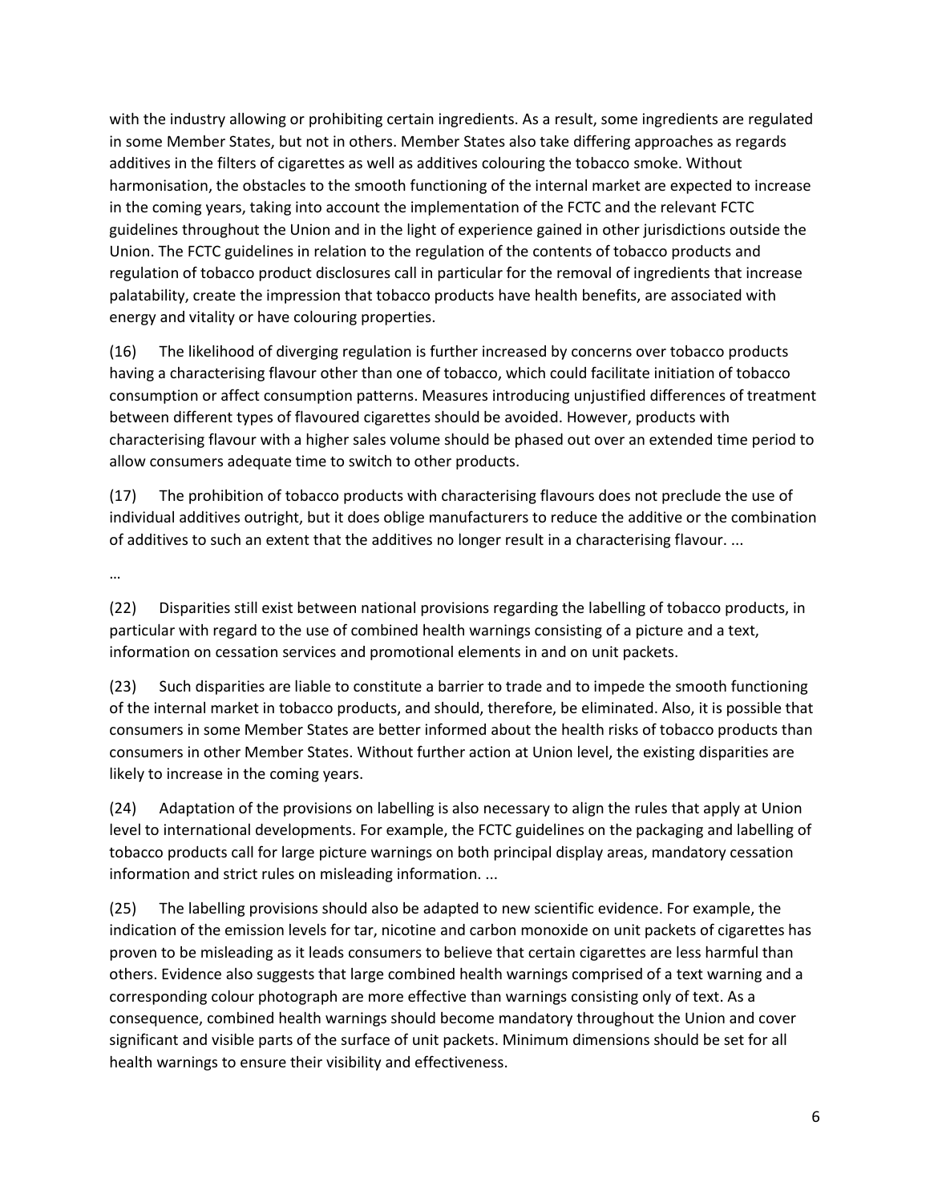with the industry allowing or prohibiting certain ingredients. As a result, some ingredients are regulated in some Member States, but not in others. Member States also take differing approaches as regards additives in the filters of cigarettes as well as additives colouring the tobacco smoke. Without harmonisation, the obstacles to the smooth functioning of the internal market are expected to increase in the coming years, taking into account the implementation of the FCTC and the relevant FCTC guidelines throughout the Union and in the light of experience gained in other jurisdictions outside the Union. The FCTC guidelines in relation to the regulation of the contents of tobacco products and regulation of tobacco product disclosures call in particular for the removal of ingredients that increase palatability, create the impression that tobacco products have health benefits, are associated with energy and vitality or have colouring properties.

(16) The likelihood of diverging regulation is further increased by concerns over tobacco products having a characterising flavour other than one of tobacco, which could facilitate initiation of tobacco consumption or affect consumption patterns. Measures introducing unjustified differences of treatment between different types of flavoured cigarettes should be avoided. However, products with characterising flavour with a higher sales volume should be phased out over an extended time period to allow consumers adequate time to switch to other products.

(17) The prohibition of tobacco products with characterising flavours does not preclude the use of individual additives outright, but it does oblige manufacturers to reduce the additive or the combination of additives to such an extent that the additives no longer result in a characterising flavour. ...

…

(22) Disparities still exist between national provisions regarding the labelling of tobacco products, in particular with regard to the use of combined health warnings consisting of a picture and a text, information on cessation services and promotional elements in and on unit packets.

(23) Such disparities are liable to constitute a barrier to trade and to impede the smooth functioning of the internal market in tobacco products, and should, therefore, be eliminated. Also, it is possible that consumers in some Member States are better informed about the health risks of tobacco products than consumers in other Member States. Without further action at Union level, the existing disparities are likely to increase in the coming years.

(24) Adaptation of the provisions on labelling is also necessary to align the rules that apply at Union level to international developments. For example, the FCTC guidelines on the packaging and labelling of tobacco products call for large picture warnings on both principal display areas, mandatory cessation information and strict rules on misleading information. ...

(25) The labelling provisions should also be adapted to new scientific evidence. For example, the indication of the emission levels for tar, nicotine and carbon monoxide on unit packets of cigarettes has proven to be misleading as it leads consumers to believe that certain cigarettes are less harmful than others. Evidence also suggests that large combined health warnings comprised of a text warning and a corresponding colour photograph are more effective than warnings consisting only of text. As a consequence, combined health warnings should become mandatory throughout the Union and cover significant and visible parts of the surface of unit packets. Minimum dimensions should be set for all health warnings to ensure their visibility and effectiveness.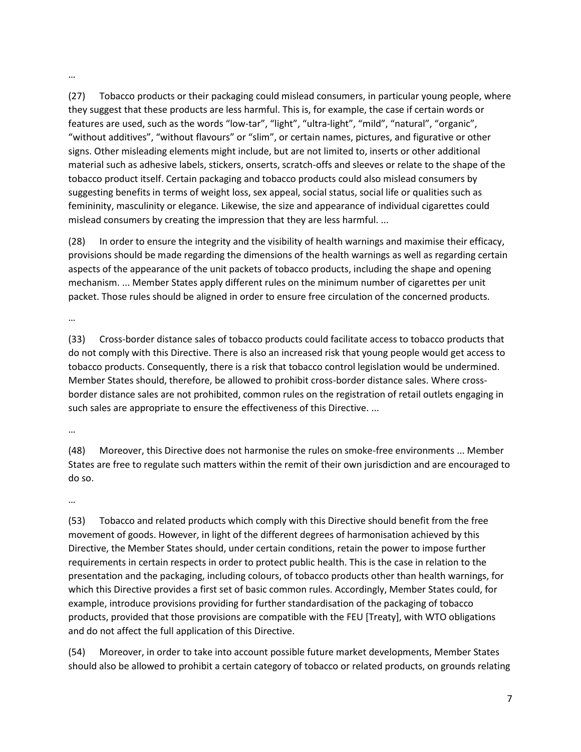…

(27) Tobacco products or their packaging could mislead consumers, in particular young people, where they suggest that these products are less harmful. This is, for example, the case if certain words or features are used, such as the words “low-tar”, “light”, “ultra-light”, “mild”, “natural”, “organic”, “without additives”, “without flavours” or “slim”, or certain names, pictures, and figurative or other signs. Other misleading elements might include, but are not limited to, inserts or other additional material such as adhesive labels, stickers, onserts, scratch-offs and sleeves or relate to the shape of the tobacco product itself. Certain packaging and tobacco products could also mislead consumers by suggesting benefits in terms of weight loss, sex appeal, social status, social life or qualities such as femininity, masculinity or elegance. Likewise, the size and appearance of individual cigarettes could mislead consumers by creating the impression that they are less harmful. ...

(28) In order to ensure the integrity and the visibility of health warnings and maximise their efficacy, provisions should be made regarding the dimensions of the health warnings as well as regarding certain aspects of the appearance of the unit packets of tobacco products, including the shape and opening mechanism. ... Member States apply different rules on the minimum number of cigarettes per unit packet. Those rules should be aligned in order to ensure free circulation of the concerned products.

…

(33) Cross-border distance sales of tobacco products could facilitate access to tobacco products that do not comply with this Directive. There is also an increased risk that young people would get access to tobacco products. Consequently, there is a risk that tobacco control legislation would be undermined. Member States should, therefore, be allowed to prohibit cross-border distance sales. Where cross-border distance sales are not prohibited, common rules on the registration of retail outlets engaging in such sales are appropriate to ensure the effectiveness of this Directive. ...

…

(48) Moreover, this Directive does not harmonise the rules on smoke-free environments ... Member States are free to regulate such matters within the remit of their own jurisdiction and are encouraged to do so.

…

(53) Tobacco and related products which comply with this Directive should benefit from the free movement of goods. However, in light of the different degrees of harmonisation achieved by this Directive, the Member States should, under certain conditions, retain the power to impose further requirements in certain respects in order to protect public health. This is the case in relation to the presentation and the packaging, including colours, of tobacco products other than health warnings, for which this Directive provides a first set of basic common rules. Accordingly, Member States could, for example, introduce provisions providing for further standardisation of the packaging of tobacco products, provided that those provisions are compatible with the FEU [Treaty], with WTO obligations and do not affect the full application of this Directive.

(54) Moreover, in order to take into account possible future market developments, Member States should also be allowed to prohibit a certain category of tobacco or related products, on grounds relating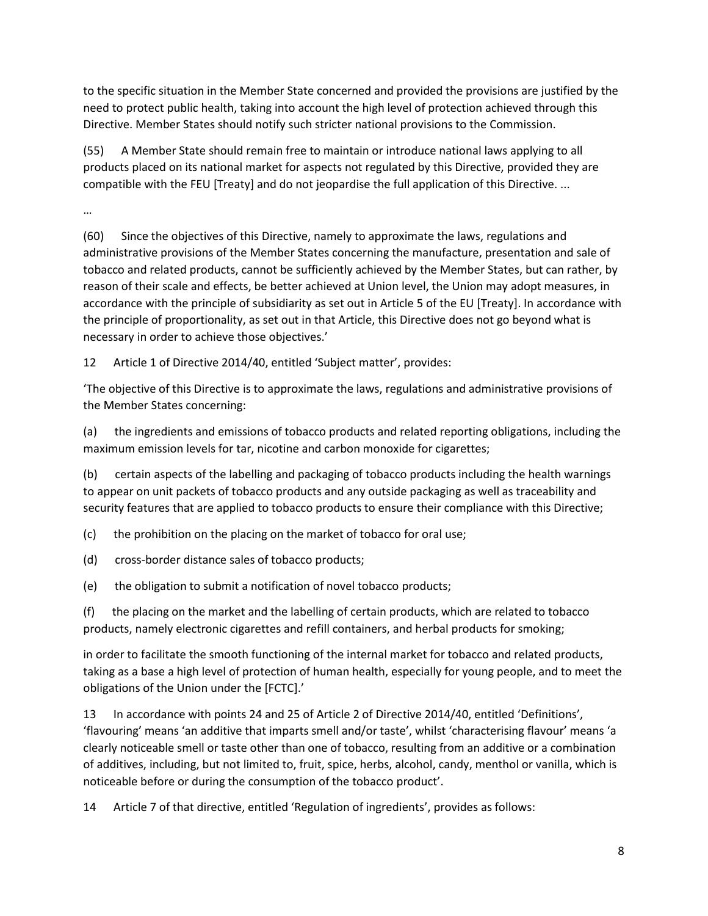to the specific situation in the Member State concerned and provided the provisions are justified by the need to protect public health, taking into account the high level of protection achieved through this Directive. Member States should notify such stricter national provisions to the Commission.

(55) A Member State should remain free to maintain or introduce national laws applying to all products placed on its national market for aspects not regulated by this Directive, provided they are compatible with the FEU [Treaty] and do not jeopardise the full application of this Directive. ...

…

(60) Since the objectives of this Directive, namely to approximate the laws, regulations and administrative provisions of the Member States concerning the manufacture, presentation and sale of tobacco and related products, cannot be sufficiently achieved by the Member States, but can rather, by reason of their scale and effects, be better achieved at Union level, the Union may adopt measures, in accordance with the principle of subsidiarity as set out in Article 5 of the EU [Treaty]. In accordance with the principle of proportionality, as set out in that Article, this Directive does not go beyond what is necessary in order to achieve those objectives.'

12 Article 1 of Directive 2014/40, entitled 'Subject matter', provides:

'The objective of this Directive is to approximate the laws, regulations and administrative provisions of the Member States concerning:

(a) the ingredients and emissions of tobacco products and related reporting obligations, including the maximum emission levels for tar, nicotine and carbon monoxide for cigarettes;

(b) certain aspects of the labelling and packaging of tobacco products including the health warnings to appear on unit packets of tobacco products and any outside packaging as well as traceability and security features that are applied to tobacco products to ensure their compliance with this Directive;

(c) the prohibition on the placing on the market of tobacco for oral use;

(d) cross-border distance sales of tobacco products;

(e) the obligation to submit a notification of novel tobacco products;

(f) the placing on the market and the labelling of certain products, which are related to tobacco products, namely electronic cigarettes and refill containers, and herbal products for smoking;

in order to facilitate the smooth functioning of the internal market for tobacco and related products, taking as a base a high level of protection of human health, especially for young people, and to meet the obligations of the Union under the [FCTC].'

13 In accordance with points 24 and 25 of Article 2 of Directive 2014/40, entitled 'Definitions', 'flavouring' means 'an additive that imparts smell and/or taste', whilst 'characterising flavour' means 'a clearly noticeable smell or taste other than one of tobacco, resulting from an additive or a combination of additives, including, but not limited to, fruit, spice, herbs, alcohol, candy, menthol or vanilla, which is noticeable before or during the consumption of the tobacco product'.

14 Article 7 of that directive, entitled 'Regulation of ingredients', provides as follows: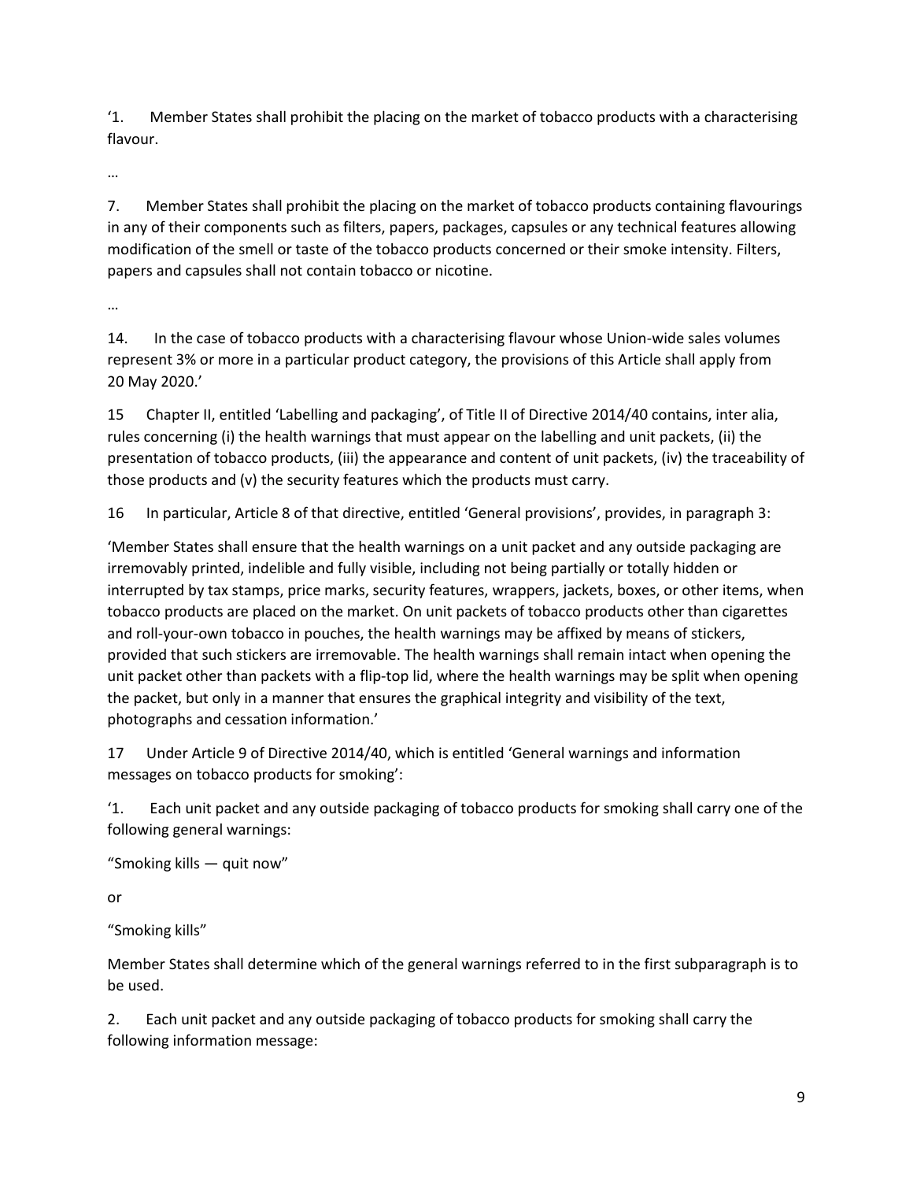'1. Member States shall prohibit the placing on the market of tobacco products with a characterising flavour.

…

7. Member States shall prohibit the placing on the market of tobacco products containing flavourings in any of their components such as filters, papers, packages, capsules or any technical features allowing modification of the smell or taste of the tobacco products concerned or their smoke intensity. Filters, papers and capsules shall not contain tobacco or nicotine.

…

14. In the case of tobacco products with a characterising flavour whose Union-wide sales volumes represent 3% or more in a particular product category, the provisions of this Article shall apply from 20 May 2020.'

15 Chapter II, entitled 'Labelling and packaging', of Title II of Directive 2014/40 contains, inter alia, rules concerning (i) the health warnings that must appear on the labelling and unit packets, (ii) the presentation of tobacco products, (iii) the appearance and content of unit packets, (iv) the traceability of those products and (v) the security features which the products must carry.

16 In particular, Article 8 of that directive, entitled 'General provisions', provides, in paragraph 3:

'Member States shall ensure that the health warnings on a unit packet and any outside packaging are irremovably printed, indelible and fully visible, including not being partially or totally hidden or interrupted by tax stamps, price marks, security features, wrappers, jackets, boxes, or other items, when tobacco products are placed on the market. On unit packets of tobacco products other than cigarettes and roll-your-own tobacco in pouches, the health warnings may be affixed by means of stickers, provided that such stickers are irremovable. The health warnings shall remain intact when opening the unit packet other than packets with a flip-top lid, where the health warnings may be split when opening the packet, but only in a manner that ensures the graphical integrity and visibility of the text, photographs and cessation information.'

17 Under Article 9 of Directive 2014/40, which is entitled 'General warnings and information messages on tobacco products for smoking':

'1. Each unit packet and any outside packaging of tobacco products for smoking shall carry one of the following general warnings:

"Smoking kills — quit now"

or

"Smoking kills"

Member States shall determine which of the general warnings referred to in the first subparagraph is to be used.

2. Each unit packet and any outside packaging of tobacco products for smoking shall carry the following information message: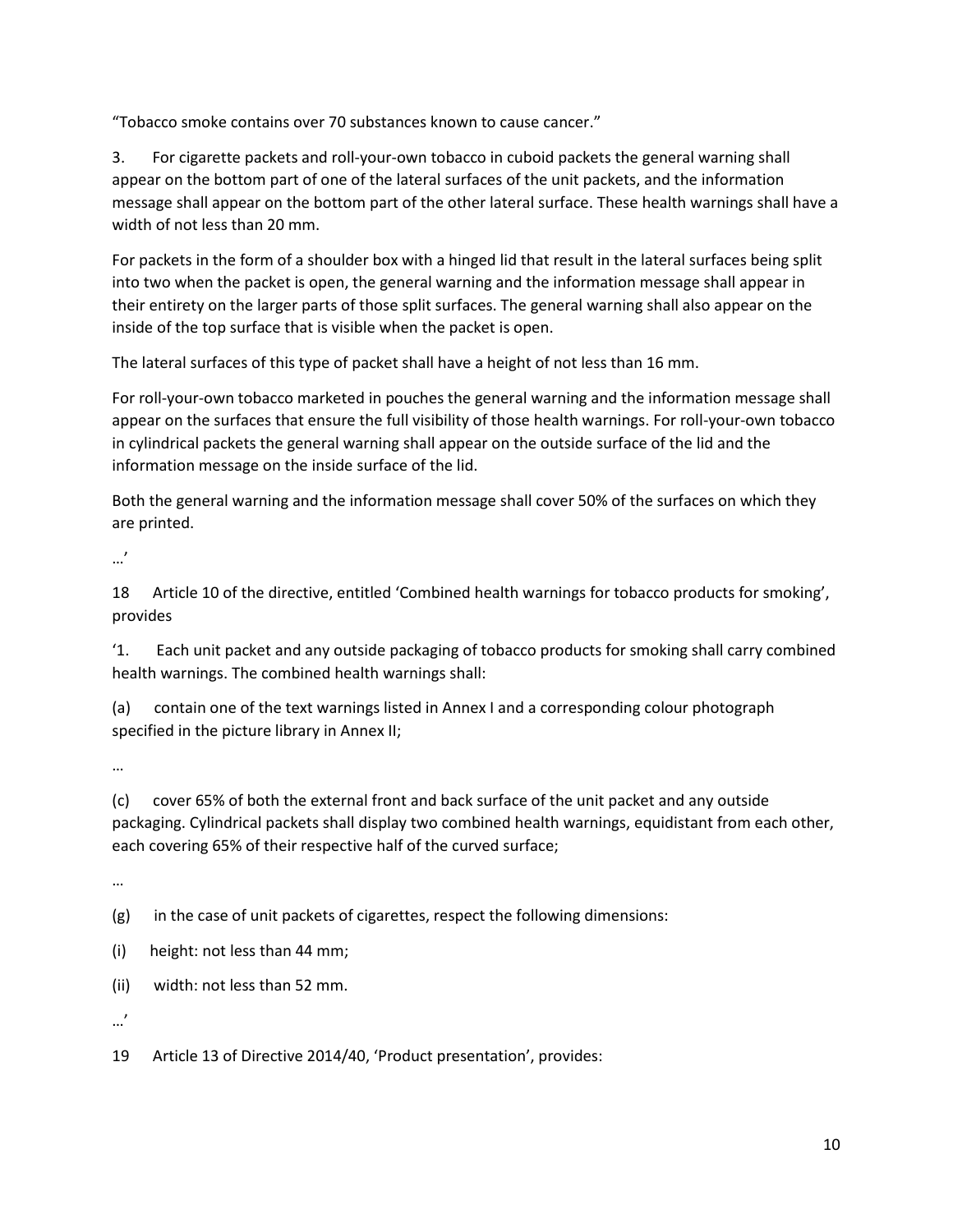"Tobacco smoke contains over 70 substances known to cause cancer."

3. For cigarette packets and roll-your-own tobacco in cuboid packets the general warning shall appear on the bottom part of one of the lateral surfaces of the unit packets, and the information message shall appear on the bottom part of the other lateral surface. These health warnings shall have a width of not less than 20 mm.

For packets in the form of a shoulder box with a hinged lid that result in the lateral surfaces being split into two when the packet is open, the general warning and the information message shall appear in their entirety on the larger parts of those split surfaces. The general warning shall also appear on the inside of the top surface that is visible when the packet is open.

The lateral surfaces of this type of packet shall have a height of not less than 16 mm.

For roll-your-own tobacco marketed in pouches the general warning and the information message shall appear on the surfaces that ensure the full visibility of those health warnings. For roll-your-own tobacco in cylindrical packets the general warning shall appear on the outside surface of the lid and the information message on the inside surface of the lid.

Both the general warning and the information message shall cover 50% of the surfaces on which they are printed.

…'

18 Article 10 of the directive, entitled 'Combined health warnings for tobacco products for smoking', provides

'1. Each unit packet and any outside packaging of tobacco products for smoking shall carry combined health warnings. The combined health warnings shall:

(a) contain one of the text warnings listed in Annex I and a corresponding colour photograph specified in the picture library in Annex II;

…

(c) cover 65% of both the external front and back surface of the unit packet and any outside packaging. Cylindrical packets shall display two combined health warnings, equidistant from each other, each covering 65% of their respective half of the curved surface;

…

(g) in the case of unit packets of cigarettes, respect the following dimensions:

(i) height: not less than 44 mm;

(ii) width: not less than 52 mm.

…'

19 Article 13 of Directive 2014/40, 'Product presentation', provides: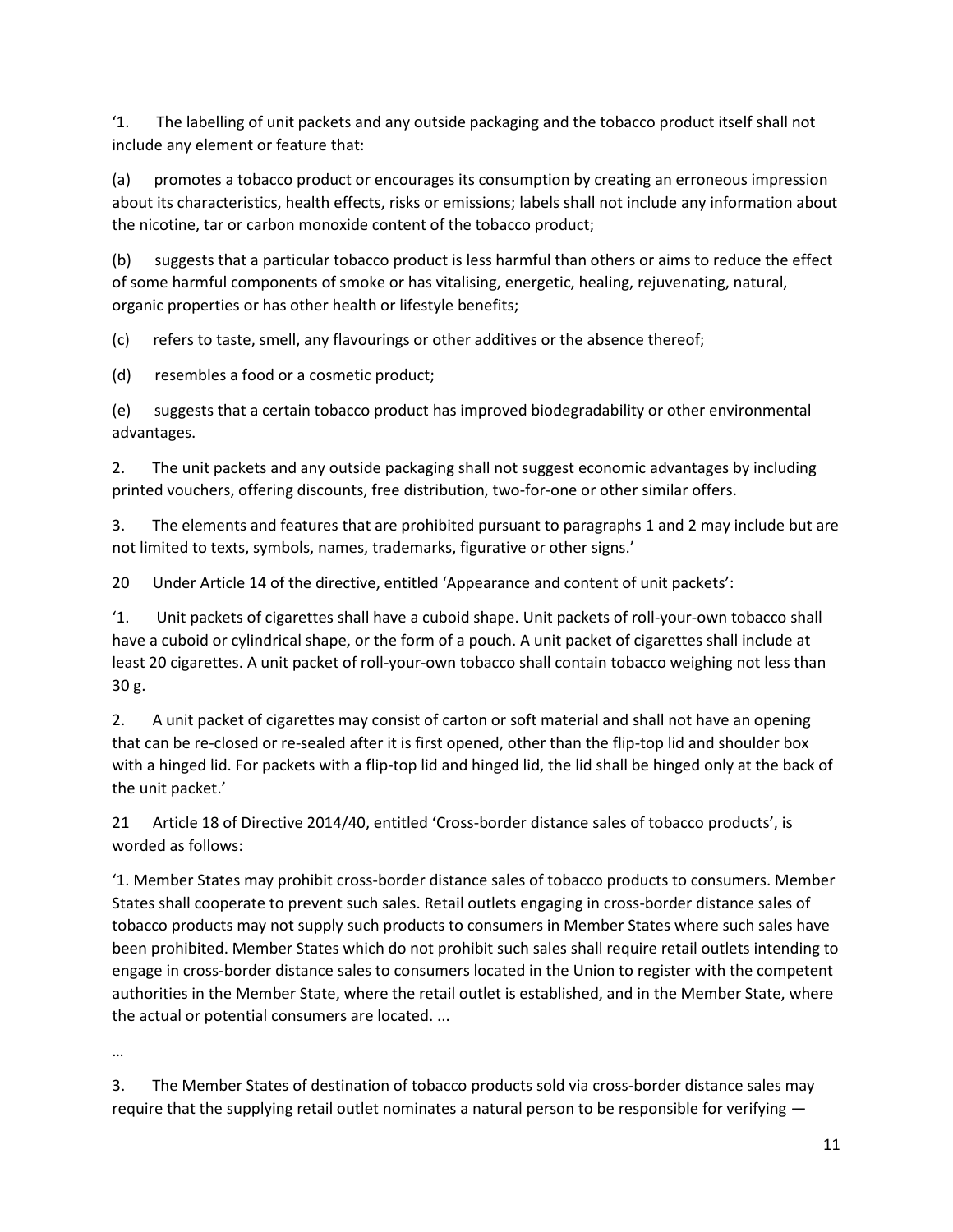'1. The labelling of unit packets and any outside packaging and the tobacco product itself shall not include any element or feature that:

(a) promotes a tobacco product or encourages its consumption by creating an erroneous impression about its characteristics, health effects, risks or emissions; labels shall not include any information about the nicotine, tar or carbon monoxide content of the tobacco product;

(b) suggests that a particular tobacco product is less harmful than others or aims to reduce the effect of some harmful components of smoke or has vitalising, energetic, healing, rejuvenating, natural, organic properties or has other health or lifestyle benefits;

(c) refers to taste, smell, any flavourings or other additives or the absence thereof;

(d) resembles a food or a cosmetic product;

(e) suggests that a certain tobacco product has improved biodegradability or other environmental advantages.

2. The unit packets and any outside packaging shall not suggest economic advantages by including printed vouchers, offering discounts, free distribution, two-for-one or other similar offers.

3. The elements and features that are prohibited pursuant to paragraphs 1 and 2 may include but are not limited to texts, symbols, names, trademarks, figurative or other signs.'

20 Under Article 14 of the directive, entitled 'Appearance and content of unit packets':

'1. Unit packets of cigarettes shall have a cuboid shape. Unit packets of roll-your-own tobacco shall have a cuboid or cylindrical shape, or the form of a pouch. A unit packet of cigarettes shall include at least 20 cigarettes. A unit packet of roll-your-own tobacco shall contain tobacco weighing not less than 30 g.

2. A unit packet of cigarettes may consist of carton or soft material and shall not have an opening that can be re-closed or re-sealed after it is first opened, other than the flip-top lid and shoulder box with a hinged lid. For packets with a flip-top lid and hinged lid, the lid shall be hinged only at the back of the unit packet.'

21 Article 18 of Directive 2014/40, entitled 'Cross-border distance sales of tobacco products', is worded as follows:

'1. Member States may prohibit cross-border distance sales of tobacco products to consumers. Member States shall cooperate to prevent such sales. Retail outlets engaging in cross-border distance sales of tobacco products may not supply such products to consumers in Member States where such sales have been prohibited. Member States which do not prohibit such sales shall require retail outlets intending to engage in cross-border distance sales to consumers located in the Union to register with the competent authorities in the Member State, where the retail outlet is established, and in the Member State, where the actual or potential consumers are located. ...

…

3. The Member States of destination of tobacco products sold via cross-border distance sales may require that the supplying retail outlet nominates a natural person to be responsible for verifying —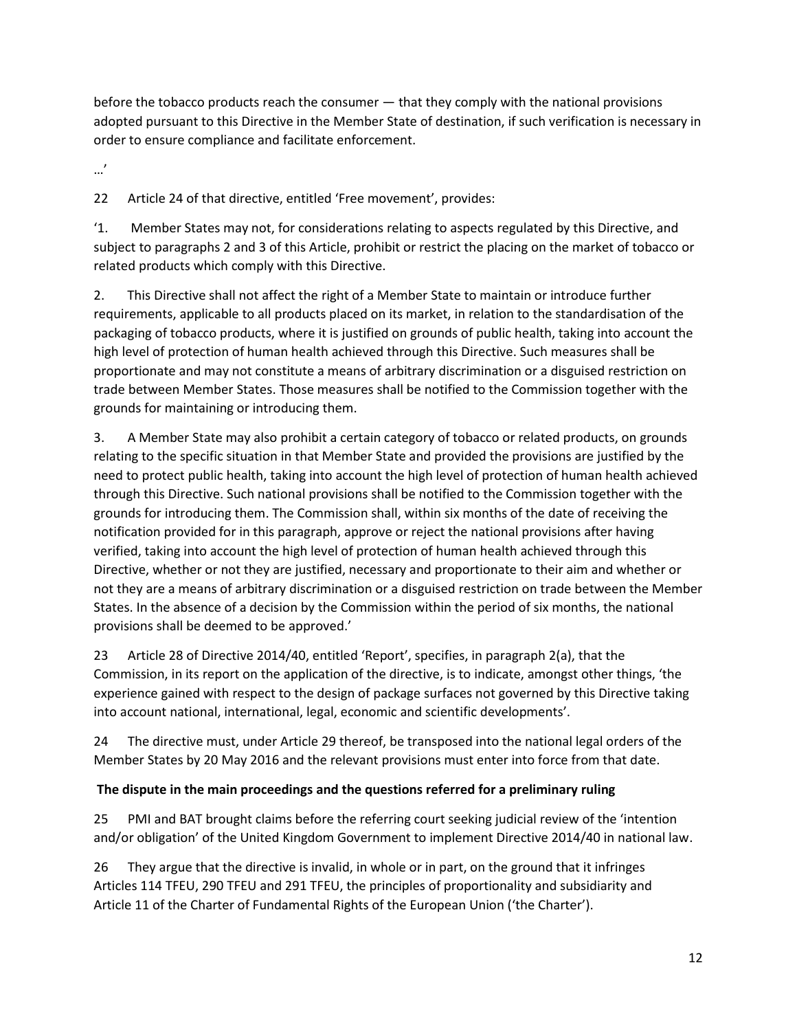before the tobacco products reach the consumer — that they comply with the national provisions adopted pursuant to this Directive in the Member State of destination, if such verification is necessary in order to ensure compliance and facilitate enforcement.

…'

22 Article 24 of that directive, entitled 'Free movement', provides:

'1. Member States may not, for considerations relating to aspects regulated by this Directive, and subject to paragraphs 2 and 3 of this Article, prohibit or restrict the placing on the market of tobacco or related products which comply with this Directive.

2. This Directive shall not affect the right of a Member State to maintain or introduce further requirements, applicable to all products placed on its market, in relation to the standardisation of the packaging of tobacco products, where it is justified on grounds of public health, taking into account the high level of protection of human health achieved through this Directive. Such measures shall be proportionate and may not constitute a means of arbitrary discrimination or a disguised restriction on trade between Member States. Those measures shall be notified to the Commission together with the grounds for maintaining or introducing them.

3. A Member State may also prohibit a certain category of tobacco or related products, on grounds relating to the specific situation in that Member State and provided the provisions are justified by the need to protect public health, taking into account the high level of protection of human health achieved through this Directive. Such national provisions shall be notified to the Commission together with the grounds for introducing them. The Commission shall, within six months of the date of receiving the notification provided for in this paragraph, approve or reject the national provisions after having verified, taking into account the high level of protection of human health achieved through this Directive, whether or not they are justified, necessary and proportionate to their aim and whether or not they are a means of arbitrary discrimination or a disguised restriction on trade between the Member States. In the absence of a decision by the Commission within the period of six months, the national provisions shall be deemed to be approved.'

23 Article 28 of Directive 2014/40, entitled 'Report', specifies, in paragraph 2(a), that the Commission, in its report on the application of the directive, is to indicate, amongst other things, 'the experience gained with respect to the design of package surfaces not governed by this Directive taking into account national, international, legal, economic and scientific developments'.

24 The directive must, under Article 29 thereof, be transposed into the national legal orders of the Member States by 20 May 2016 and the relevant provisions must enter into force from that date.

**The dispute in the main proceedings and the questions referred for a preliminary ruling**

25 PMI and BAT brought claims before the referring court seeking judicial review of the 'intention and/or obligation' of the United Kingdom Government to implement Directive 2014/40 in national law.

26 They argue that the directive is invalid, in whole or in part, on the ground that it infringes Articles 114 TFEU, 290 TFEU and 291 TFEU, the principles of proportionality and subsidiarity and Article 11 of the Charter of Fundamental Rights of the European Union ('the Charter').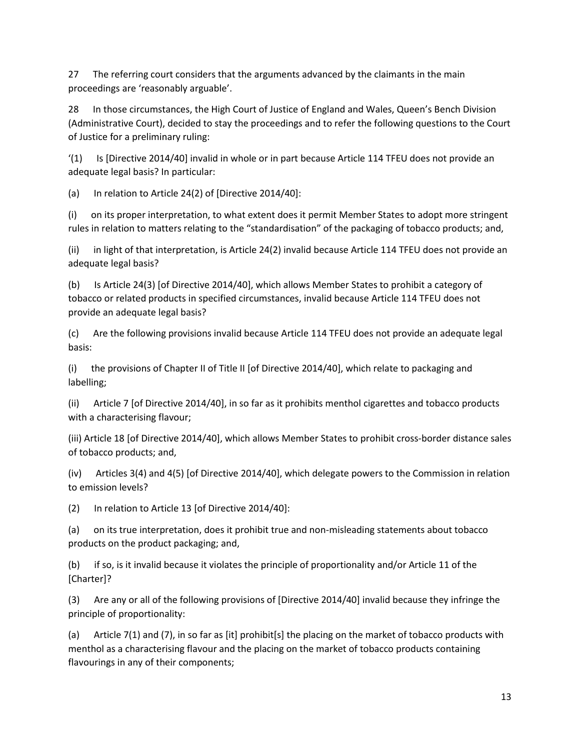27 The referring court considers that the arguments advanced by the claimants in the main proceedings are 'reasonably arguable'.

28 In those circumstances, the High Court of Justice of England and Wales, Queen's Bench Division (Administrative Court), decided to stay the proceedings and to refer the following questions to the Court of Justice for a preliminary ruling:

'(1) Is [Directive 2014/40] invalid in whole or in part because Article 114 TFEU does not provide an adequate legal basis? In particular:

(a) In relation to Article 24(2) of [Directive 2014/40]:

(i) on its proper interpretation, to what extent does it permit Member States to adopt more stringent rules in relation to matters relating to the "standardisation" of the packaging of tobacco products; and,

(ii) in light of that interpretation, is Article 24(2) invalid because Article 114 TFEU does not provide an adequate legal basis?

(b) Is Article 24(3) [of Directive 2014/40], which allows Member States to prohibit a category of tobacco or related products in specified circumstances, invalid because Article 114 TFEU does not provide an adequate legal basis?

(c) Are the following provisions invalid because Article 114 TFEU does not provide an adequate legal basis:

(i) the provisions of Chapter II of Title II [of Directive 2014/40], which relate to packaging and labelling;

(ii) Article 7 [of Directive 2014/40], in so far as it prohibits menthol cigarettes and tobacco products with a characterising flavour;

(iii) Article 18 [of Directive 2014/40], which allows Member States to prohibit cross-border distance sales of tobacco products; and,

(iv) Articles 3(4) and 4(5) [of Directive 2014/40], which delegate powers to the Commission in relation to emission levels?

(2) In relation to Article 13 [of Directive 2014/40]:

(a) on its true interpretation, does it prohibit true and non-misleading statements about tobacco products on the product packaging; and,

(b) if so, is it invalid because it violates the principle of proportionality and/or Article 11 of the [Charter]?

(3) Are any or all of the following provisions of [Directive 2014/40] invalid because they infringe the principle of proportionality:

(a) Article 7(1) and (7), in so far as [it] prohibit[s] the placing on the market of tobacco products with menthol as a characterising flavour and the placing on the market of tobacco products containing flavourings in any of their components;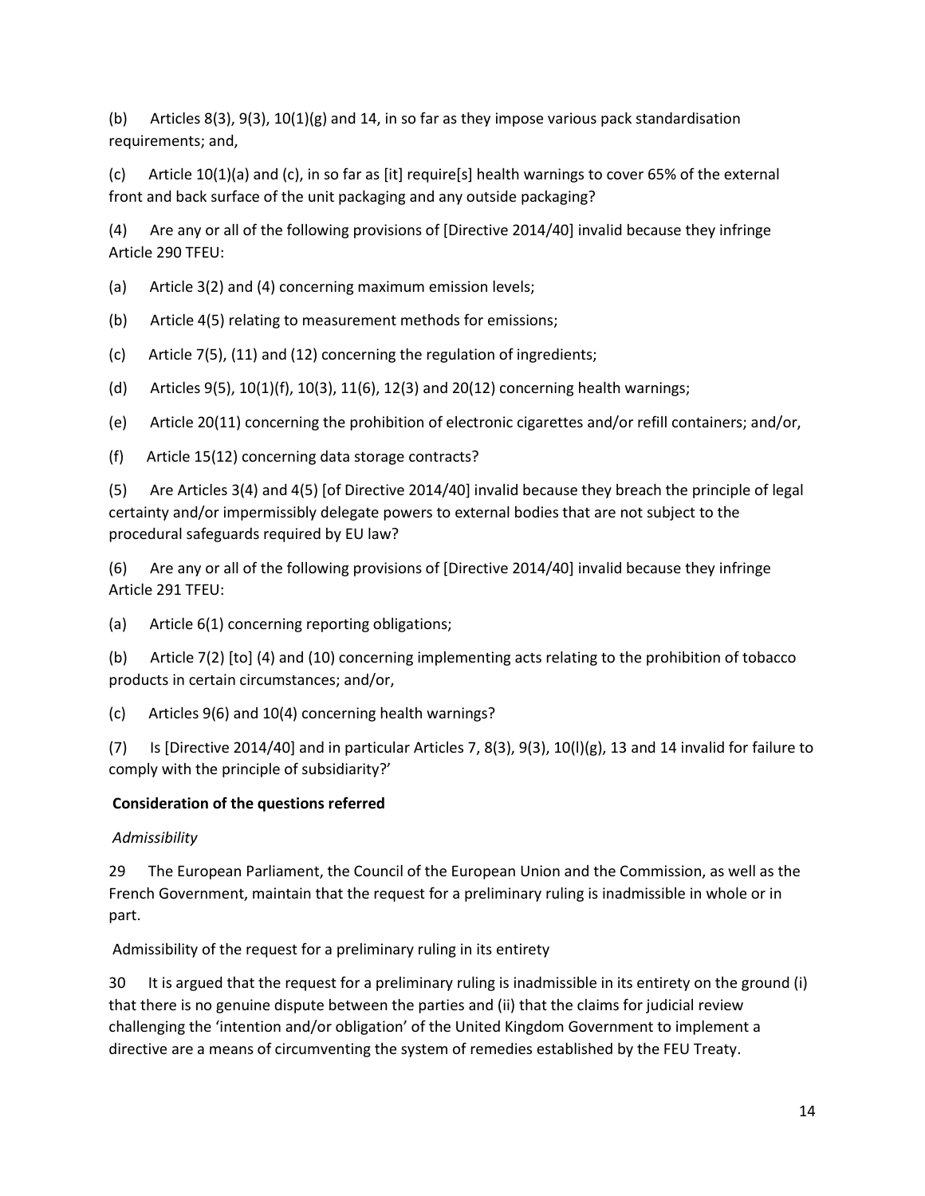(b) Articles 8(3), 9(3), 10(1)(g) and 14, in so far as they impose various pack standardisation requirements; and,

(c) Article 10(1)(a) and (c), in so far as [it] require[s] health warnings to cover 65% of the external front and back surface of the unit packaging and any outside packaging?

(4) Are any or all of the following provisions of [Directive 2014/40] invalid because they infringe Article 290 TFEU:

(a) Article 3(2) and (4) concerning maximum emission levels;

(b) Article 4(5) relating to measurement methods for emissions;

(c) Article 7(5), (11) and (12) concerning the regulation of ingredients;

(d) Articles 9(5), 10(1)(f), 10(3), 11(6), 12(3) and 20(12) concerning health warnings;

(e) Article 20(11) concerning the prohibition of electronic cigarettes and/or refill containers; and/or,

(f) Article 15(12) concerning data storage contracts?

(5) Are Articles 3(4) and 4(5) [of Directive 2014/40] invalid because they breach the principle of legal certainty and/or impermissibly delegate powers to external bodies that are not subject to the procedural safeguards required by EU law?

(6) Are any or all of the following provisions of [Directive 2014/40] invalid because they infringe Article 291 TFEU:

(a) Article 6(1) concerning reporting obligations;

(b) Article 7(2) [to] (4) and (10) concerning implementing acts relating to the prohibition of tobacco products in certain circumstances; and/or,

(c) Articles 9(6) and 10(4) concerning health warnings?

(7) Is [Directive 2014/40] and in particular Articles 7, 8(3), 9(3), 10(l)(g), 13 and 14 invalid for failure to comply with the principle of subsidiarity?'

**Consideration of the questions referred**

*Admissibility*

29 The European Parliament, the Council of the European Union and the Commission, as well as the French Government, maintain that the request for a preliminary ruling is inadmissible in whole or in part.

Admissibility of the request for a preliminary ruling in its entirety

30 It is argued that the request for a preliminary ruling is inadmissible in its entirety on the ground (i) that there is no genuine dispute between the parties and (ii) that the claims for judicial review challenging the 'intention and/or obligation' of the United Kingdom Government to implement a directive are a means of circumventing the system of remedies established by the FEU Treaty.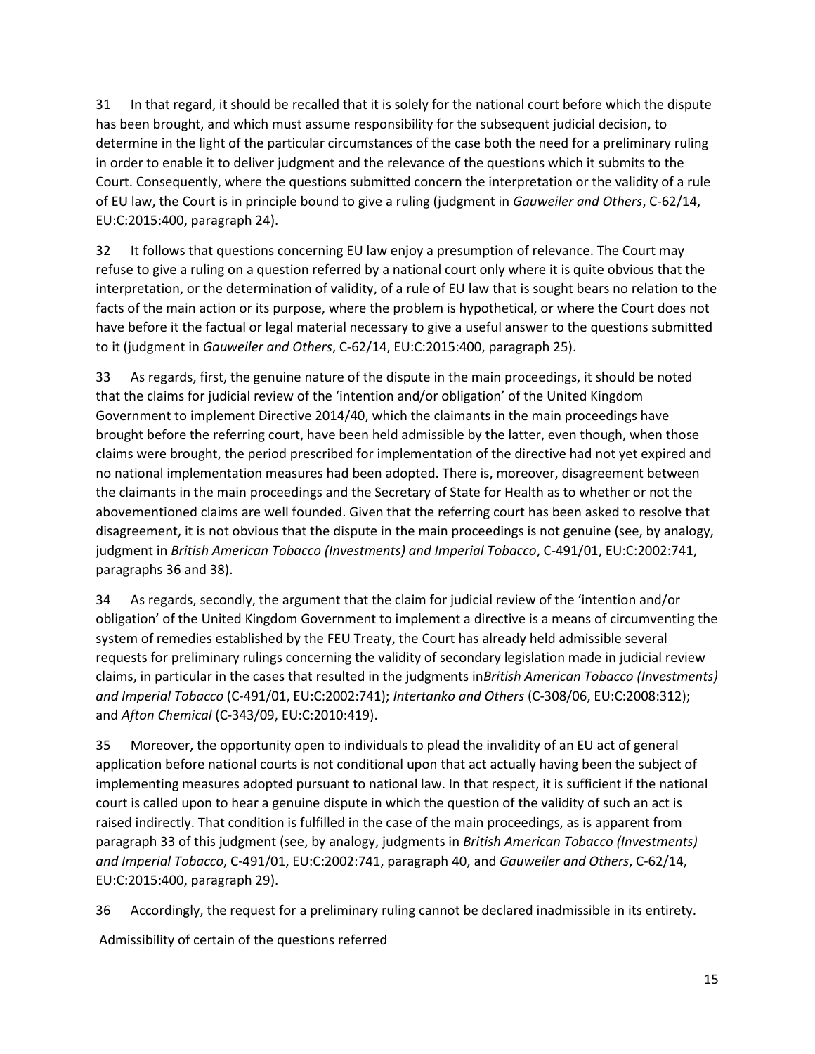31 In that regard, it should be recalled that it is solely for the national court before which the dispute has been brought, and which must assume responsibility for the subsequent judicial decision, to determine in the light of the particular circumstances of the case both the need for a preliminary ruling in order to enable it to deliver judgment and the relevance of the questions which it submits to the Court. Consequently, where the questions submitted concern the interpretation or the validity of a rule of EU law, the Court is in principle bound to give a ruling (judgment in *Gauweiler and Others*, C-62/14, EU:C:2015:400, paragraph 24).

32 It follows that questions concerning EU law enjoy a presumption of relevance. The Court may refuse to give a ruling on a question referred by a national court only where it is quite obvious that the interpretation, or the determination of validity, of a rule of EU law that is sought bears no relation to the facts of the main action or its purpose, where the problem is hypothetical, or where the Court does not have before it the factual or legal material necessary to give a useful answer to the questions submitted to it (judgment in *Gauweiler and Others*, C-62/14, EU:C:2015:400, paragraph 25).

33 As regards, first, the genuine nature of the dispute in the main proceedings, it should be noted that the claims for judicial review of the 'intention and/or obligation' of the United Kingdom Government to implement Directive 2014/40, which the claimants in the main proceedings have brought before the referring court, have been held admissible by the latter, even though, when those claims were brought, the period prescribed for implementation of the directive had not yet expired and no national implementation measures had been adopted. There is, moreover, disagreement between the claimants in the main proceedings and the Secretary of State for Health as to whether or not the abovementioned claims are well founded. Given that the referring court has been asked to resolve that disagreement, it is not obvious that the dispute in the main proceedings is not genuine (see, by analogy, judgment in *British American Tobacco (Investments) and Imperial Tobacco*, C-491/01, EU:C:2002:741, paragraphs 36 and 38).

34 As regards, secondly, the argument that the claim for judicial review of the 'intention and/or obligation' of the United Kingdom Government to implement a directive is a means of circumventing the system of remedies established by the FEU Treaty, the Court has already held admissible several requests for preliminary rulings concerning the validity of secondary legislation made in judicial review claims, in particular in the cases that resulted in the judgments in*British American Tobacco (Investments) and Imperial Tobacco* (C-491/01, EU:C:2002:741); *Intertanko and Others* (C-308/06, EU:C:2008:312); and *Afton Chemical* (C-343/09, EU:C:2010:419).

35 Moreover, the opportunity open to individuals to plead the invalidity of an EU act of general application before national courts is not conditional upon that act actually having been the subject of implementing measures adopted pursuant to national law. In that respect, it is sufficient if the national court is called upon to hear a genuine dispute in which the question of the validity of such an act is raised indirectly. That condition is fulfilled in the case of the main proceedings, as is apparent from paragraph 33 of this judgment (see, by analogy, judgments in *British American Tobacco (Investments) and Imperial Tobacco*, C-491/01, EU:C:2002:741, paragraph 40, and *Gauweiler and Others*, C-62/14, EU:C:2015:400, paragraph 29).

36 Accordingly, the request for a preliminary ruling cannot be declared inadmissible in its entirety.

Admissibility of certain of the questions referred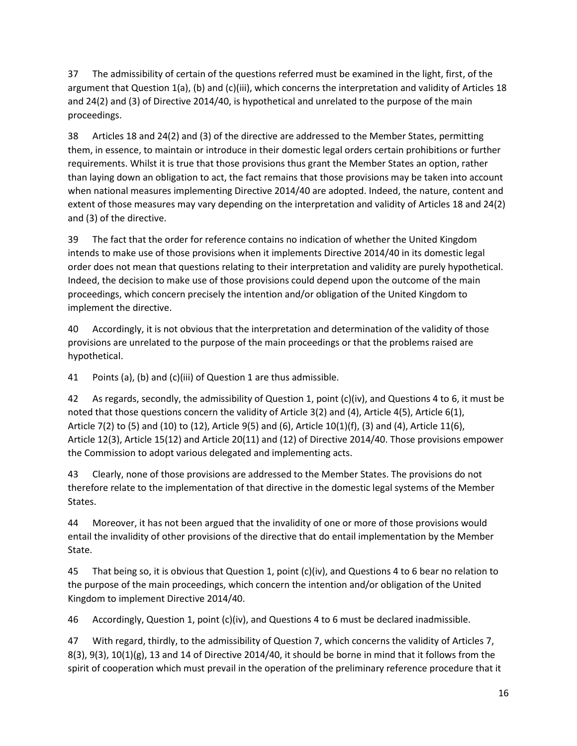37 The admissibility of certain of the questions referred must be examined in the light, first, of the argument that Question 1(a), (b) and (c)(iii), which concerns the interpretation and validity of Articles 18 and 24(2) and (3) of Directive 2014/40, is hypothetical and unrelated to the purpose of the main proceedings.

38 Articles 18 and 24(2) and (3) of the directive are addressed to the Member States, permitting them, in essence, to maintain or introduce in their domestic legal orders certain prohibitions or further requirements. Whilst it is true that those provisions thus grant the Member States an option, rather than laying down an obligation to act, the fact remains that those provisions may be taken into account when national measures implementing Directive 2014/40 are adopted. Indeed, the nature, content and extent of those measures may vary depending on the interpretation and validity of Articles 18 and 24(2) and (3) of the directive.

39 The fact that the order for reference contains no indication of whether the United Kingdom intends to make use of those provisions when it implements Directive 2014/40 in its domestic legal order does not mean that questions relating to their interpretation and validity are purely hypothetical. Indeed, the decision to make use of those provisions could depend upon the outcome of the main proceedings, which concern precisely the intention and/or obligation of the United Kingdom to implement the directive.

40 Accordingly, it is not obvious that the interpretation and determination of the validity of those provisions are unrelated to the purpose of the main proceedings or that the problems raised are hypothetical.

41 Points (a), (b) and (c)(iii) of Question 1 are thus admissible.

42 As regards, secondly, the admissibility of Question 1, point (c)(iv), and Questions 4 to 6, it must be noted that those questions concern the validity of Article 3(2) and (4), Article 4(5), Article 6(1), Article 7(2) to (5) and (10) to (12), Article 9(5) and (6), Article 10(1)(f), (3) and (4), Article 11(6), Article 12(3), Article 15(12) and Article 20(11) and (12) of Directive 2014/40. Those provisions empower the Commission to adopt various delegated and implementing acts.

43 Clearly, none of those provisions are addressed to the Member States. The provisions do not therefore relate to the implementation of that directive in the domestic legal systems of the Member States.

44 Moreover, it has not been argued that the invalidity of one or more of those provisions would entail the invalidity of other provisions of the directive that do entail implementation by the Member State.

45 That being so, it is obvious that Question 1, point (c)(iv), and Questions 4 to 6 bear no relation to the purpose of the main proceedings, which concern the intention and/or obligation of the United Kingdom to implement Directive 2014/40.

46 Accordingly, Question 1, point (c)(iv), and Questions 4 to 6 must be declared inadmissible.

47 With regard, thirdly, to the admissibility of Question 7, which concerns the validity of Articles 7, 8(3), 9(3), 10(1)(g), 13 and 14 of Directive 2014/40, it should be borne in mind that it follows from the spirit of cooperation which must prevail in the operation of the preliminary reference procedure that it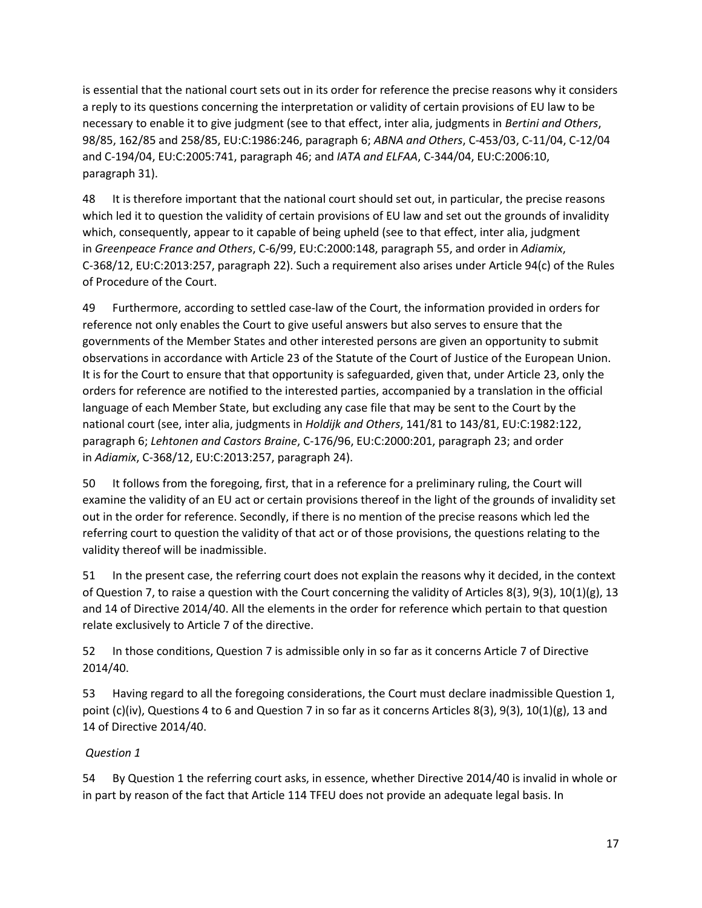is essential that the national court sets out in its order for reference the precise reasons why it considers a reply to its questions concerning the interpretation or validity of certain provisions of EU law to be necessary to enable it to give judgment (see to that effect, inter alia, judgments in *Bertini and Others*, 98/85, 162/85 and 258/85, EU:C:1986:246, paragraph 6; *ABNA and Others*, C-453/03, C-11/04, C-12/04 and C-194/04, EU:C:2005:741, paragraph 46; and *IATA and ELFAA*, C-344/04, EU:C:2006:10, paragraph 31).

48 It is therefore important that the national court should set out, in particular, the precise reasons which led it to question the validity of certain provisions of EU law and set out the grounds of invalidity which, consequently, appear to it capable of being upheld (see to that effect, inter alia, judgment in *Greenpeace France and Others*, C-6/99, EU:C:2000:148, paragraph 55, and order in *Adiamix*, C-368/12, EU:C:2013:257, paragraph 22). Such a requirement also arises under Article 94(c) of the Rules of Procedure of the Court.

49 Furthermore, according to settled case-law of the Court, the information provided in orders for reference not only enables the Court to give useful answers but also serves to ensure that the governments of the Member States and other interested persons are given an opportunity to submit observations in accordance with Article 23 of the Statute of the Court of Justice of the European Union. It is for the Court to ensure that that opportunity is safeguarded, given that, under Article 23, only the orders for reference are notified to the interested parties, accompanied by a translation in the official language of each Member State, but excluding any case file that may be sent to the Court by the national court (see, inter alia, judgments in *Holdijk and Others*, 141/81 to 143/81, EU:C:1982:122, paragraph 6; *Lehtonen and Castors Braine*, C-176/96, EU:C:2000:201, paragraph 23; and order in *Adiamix*, C-368/12, EU:C:2013:257, paragraph 24).

50 It follows from the foregoing, first, that in a reference for a preliminary ruling, the Court will examine the validity of an EU act or certain provisions thereof in the light of the grounds of invalidity set out in the order for reference. Secondly, if there is no mention of the precise reasons which led the referring court to question the validity of that act or of those provisions, the questions relating to the validity thereof will be inadmissible.

51 In the present case, the referring court does not explain the reasons why it decided, in the context of Question 7, to raise a question with the Court concerning the validity of Articles 8(3), 9(3), 10(1)(g), 13 and 14 of Directive 2014/40. All the elements in the order for reference which pertain to that question relate exclusively to Article 7 of the directive.

52 In those conditions, Question 7 is admissible only in so far as it concerns Article 7 of Directive 2014/40.

53 Having regard to all the foregoing considerations, the Court must declare inadmissible Question 1, point (c)(iv), Questions 4 to 6 and Question 7 in so far as it concerns Articles 8(3), 9(3), 10(1)(g), 13 and 14 of Directive 2014/40.

*Question 1*

54 By Question 1 the referring court asks, in essence, whether Directive 2014/40 is invalid in whole or in part by reason of the fact that Article 114 TFEU does not provide an adequate legal basis. In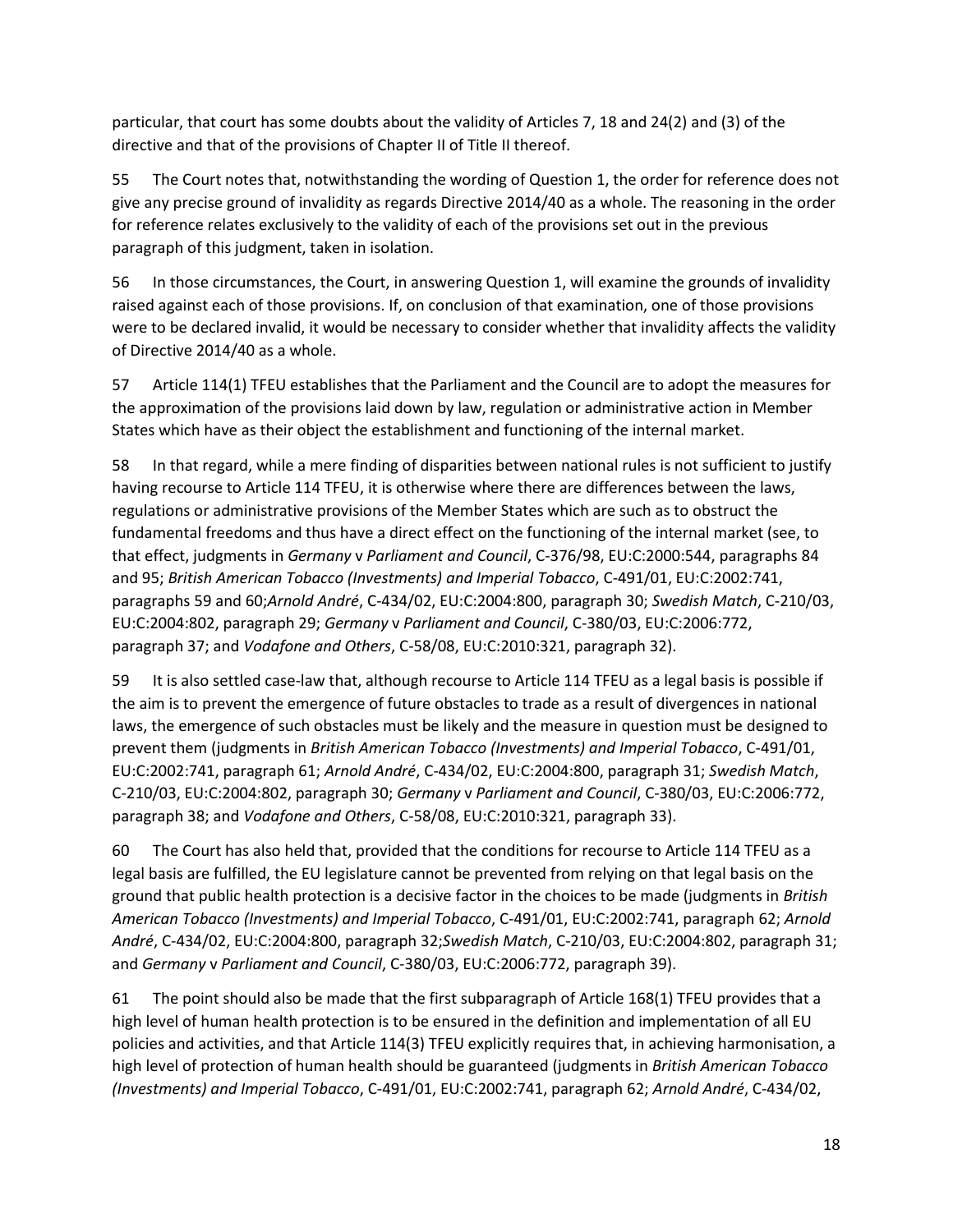particular, that court has some doubts about the validity of Articles 7, 18 and 24(2) and (3) of the directive and that of the provisions of Chapter II of Title II thereof.

55 The Court notes that, notwithstanding the wording of Question 1, the order for reference does not give any precise ground of invalidity as regards Directive 2014/40 as a whole. The reasoning in the order for reference relates exclusively to the validity of each of the provisions set out in the previous paragraph of this judgment, taken in isolation.

56 In those circumstances, the Court, in answering Question 1, will examine the grounds of invalidity raised against each of those provisions. If, on conclusion of that examination, one of those provisions were to be declared invalid, it would be necessary to consider whether that invalidity affects the validity of Directive 2014/40 as a whole.

57 Article 114(1) TFEU establishes that the Parliament and the Council are to adopt the measures for the approximation of the provisions laid down by law, regulation or administrative action in Member States which have as their object the establishment and functioning of the internal market.

58 In that regard, while a mere finding of disparities between national rules is not sufficient to justify having recourse to Article 114 TFEU, it is otherwise where there are differences between the laws, regulations or administrative provisions of the Member States which are such as to obstruct the fundamental freedoms and thus have a direct effect on the functioning of the internal market (see, to that effect, judgments in *Germany* v *Parliament and Council*, C-376/98, EU:C:2000:544, paragraphs 84 and 95; *British American Tobacco (Investments) and Imperial Tobacco*, C-491/01, EU:C:2002:741, paragraphs 59 and 60;*Arnold André*, C-434/02, EU:C:2004:800, paragraph 30; *Swedish Match*, C-210/03, EU:C:2004:802, paragraph 29; *Germany* v *Parliament and Council*, C-380/03, EU:C:2006:772, paragraph 37; and *Vodafone and Others*, C-58/08, EU:C:2010:321, paragraph 32).

59 It is also settled case-law that, although recourse to Article 114 TFEU as a legal basis is possible if the aim is to prevent the emergence of future obstacles to trade as a result of divergences in national laws, the emergence of such obstacles must be likely and the measure in question must be designed to prevent them (judgments in *British American Tobacco (Investments) and Imperial Tobacco*, C-491/01, EU:C:2002:741, paragraph 61; *Arnold André*, C-434/02, EU:C:2004:800, paragraph 31; *Swedish Match*, C-210/03, EU:C:2004:802, paragraph 30; *Germany* v *Parliament and Council*, C-380/03, EU:C:2006:772, paragraph 38; and *Vodafone and Others*, C-58/08, EU:C:2010:321, paragraph 33).

60 The Court has also held that, provided that the conditions for recourse to Article 114 TFEU as a legal basis are fulfilled, the EU legislature cannot be prevented from relying on that legal basis on the ground that public health protection is a decisive factor in the choices to be made (judgments in *British American Tobacco (Investments) and Imperial Tobacco*, C-491/01, EU:C:2002:741, paragraph 62; *Arnold André*, C-434/02, EU:C:2004:800, paragraph 32;*Swedish Match*, C-210/03, EU:C:2004:802, paragraph 31; and *Germany* v *Parliament and Council*, C-380/03, EU:C:2006:772, paragraph 39).

61 The point should also be made that the first subparagraph of Article 168(1) TFEU provides that a high level of human health protection is to be ensured in the definition and implementation of all EU policies and activities, and that Article 114(3) TFEU explicitly requires that, in achieving harmonisation, a high level of protection of human health should be guaranteed (judgments in *British American Tobacco (Investments) and Imperial Tobacco*, C-491/01, EU:C:2002:741, paragraph 62; *Arnold André*, C-434/02,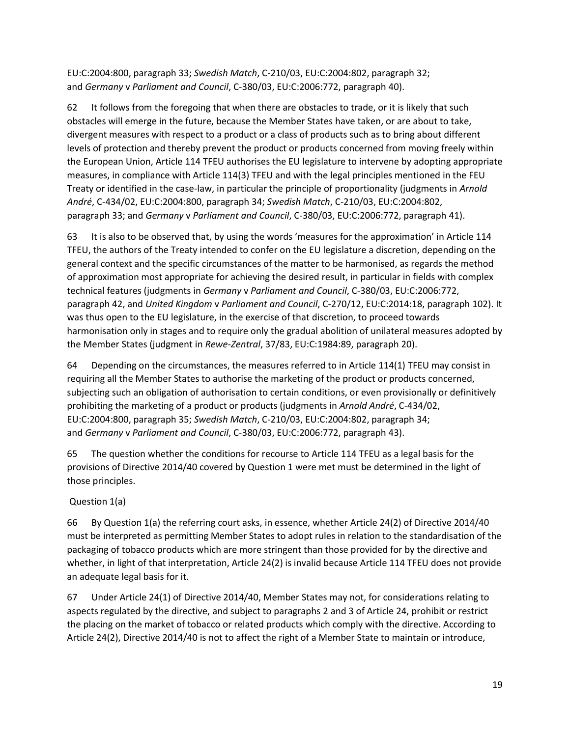EU:C:2004:800, paragraph 33; *Swedish Match*, C-210/03, EU:C:2004:802, paragraph 32; and *Germany* v *Parliament and Council*, C-380/03, EU:C:2006:772, paragraph 40).

62 It follows from the foregoing that when there are obstacles to trade, or it is likely that such obstacles will emerge in the future, because the Member States have taken, or are about to take, divergent measures with respect to a product or a class of products such as to bring about different levels of protection and thereby prevent the product or products concerned from moving freely within the European Union, Article 114 TFEU authorises the EU legislature to intervene by adopting appropriate measures, in compliance with Article 114(3) TFEU and with the legal principles mentioned in the FEU Treaty or identified in the case-law, in particular the principle of proportionality (judgments in *Arnold André*, C-434/02, EU:C:2004:800, paragraph 34; *Swedish Match*, C-210/03, EU:C:2004:802, paragraph 33; and *Germany* v *Parliament and Council*, C-380/03, EU:C:2006:772, paragraph 41).

63 It is also to be observed that, by using the words 'measures for the approximation' in Article 114 TFEU, the authors of the Treaty intended to confer on the EU legislature a discretion, depending on the general context and the specific circumstances of the matter to be harmonised, as regards the method of approximation most appropriate for achieving the desired result, in particular in fields with complex technical features (judgments in *Germany* v *Parliament and Council*, C-380/03, EU:C:2006:772, paragraph 42, and *United Kingdom* v *Parliament and Council*, C-270/12, EU:C:2014:18, paragraph 102). It was thus open to the EU legislature, in the exercise of that discretion, to proceed towards harmonisation only in stages and to require only the gradual abolition of unilateral measures adopted by the Member States (judgment in *Rewe-Zentral*, 37/83, EU:C:1984:89, paragraph 20).

64 Depending on the circumstances, the measures referred to in Article 114(1) TFEU may consist in requiring all the Member States to authorise the marketing of the product or products concerned, subjecting such an obligation of authorisation to certain conditions, or even provisionally or definitively prohibiting the marketing of a product or products (judgments in *Arnold André*, C-434/02, EU:C:2004:800, paragraph 35; *Swedish Match*, C-210/03, EU:C:2004:802, paragraph 34; and *Germany* v *Parliament and Council*, C-380/03, EU:C:2006:772, paragraph 43).

65 The question whether the conditions for recourse to Article 114 TFEU as a legal basis for the provisions of Directive 2014/40 covered by Question 1 were met must be determined in the light of those principles.

Question 1(a)

66 By Question 1(a) the referring court asks, in essence, whether Article 24(2) of Directive 2014/40 must be interpreted as permitting Member States to adopt rules in relation to the standardisation of the packaging of tobacco products which are more stringent than those provided for by the directive and whether, in light of that interpretation, Article 24(2) is invalid because Article 114 TFEU does not provide an adequate legal basis for it.

67 Under Article 24(1) of Directive 2014/40, Member States may not, for considerations relating to aspects regulated by the directive, and subject to paragraphs 2 and 3 of Article 24, prohibit or restrict the placing on the market of tobacco or related products which comply with the directive. According to Article 24(2), Directive 2014/40 is not to affect the right of a Member State to maintain or introduce,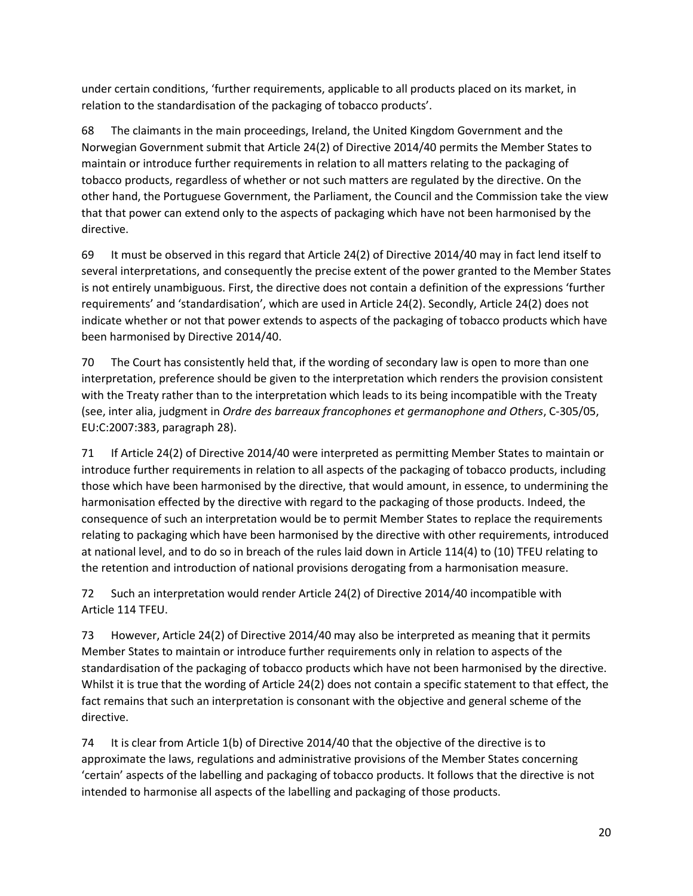under certain conditions, 'further requirements, applicable to all products placed on its market, in relation to the standardisation of the packaging of tobacco products'.

68 The claimants in the main proceedings, Ireland, the United Kingdom Government and the Norwegian Government submit that Article 24(2) of Directive 2014/40 permits the Member States to maintain or introduce further requirements in relation to all matters relating to the packaging of tobacco products, regardless of whether or not such matters are regulated by the directive. On the other hand, the Portuguese Government, the Parliament, the Council and the Commission take the view that that power can extend only to the aspects of packaging which have not been harmonised by the directive.

69 It must be observed in this regard that Article 24(2) of Directive 2014/40 may in fact lend itself to several interpretations, and consequently the precise extent of the power granted to the Member States is not entirely unambiguous. First, the directive does not contain a definition of the expressions 'further requirements' and 'standardisation', which are used in Article 24(2). Secondly, Article 24(2) does not indicate whether or not that power extends to aspects of the packaging of tobacco products which have been harmonised by Directive 2014/40.

70 The Court has consistently held that, if the wording of secondary law is open to more than one interpretation, preference should be given to the interpretation which renders the provision consistent with the Treaty rather than to the interpretation which leads to its being incompatible with the Treaty (see, inter alia, judgment in *Ordre des barreaux francophones et germanophone and Others*, C-305/05, EU:C:2007:383, paragraph 28).

71 If Article 24(2) of Directive 2014/40 were interpreted as permitting Member States to maintain or introduce further requirements in relation to all aspects of the packaging of tobacco products, including those which have been harmonised by the directive, that would amount, in essence, to undermining the harmonisation effected by the directive with regard to the packaging of those products. Indeed, the consequence of such an interpretation would be to permit Member States to replace the requirements relating to packaging which have been harmonised by the directive with other requirements, introduced at national level, and to do so in breach of the rules laid down in Article 114(4) to (10) TFEU relating to the retention and introduction of national provisions derogating from a harmonisation measure.

72 Such an interpretation would render Article 24(2) of Directive 2014/40 incompatible with Article 114 TFEU.

73 However, Article 24(2) of Directive 2014/40 may also be interpreted as meaning that it permits Member States to maintain or introduce further requirements only in relation to aspects of the standardisation of the packaging of tobacco products which have not been harmonised by the directive. Whilst it is true that the wording of Article 24(2) does not contain a specific statement to that effect, the fact remains that such an interpretation is consonant with the objective and general scheme of the directive.

74 It is clear from Article 1(b) of Directive 2014/40 that the objective of the directive is to approximate the laws, regulations and administrative provisions of the Member States concerning 'certain' aspects of the labelling and packaging of tobacco products. It follows that the directive is not intended to harmonise all aspects of the labelling and packaging of those products.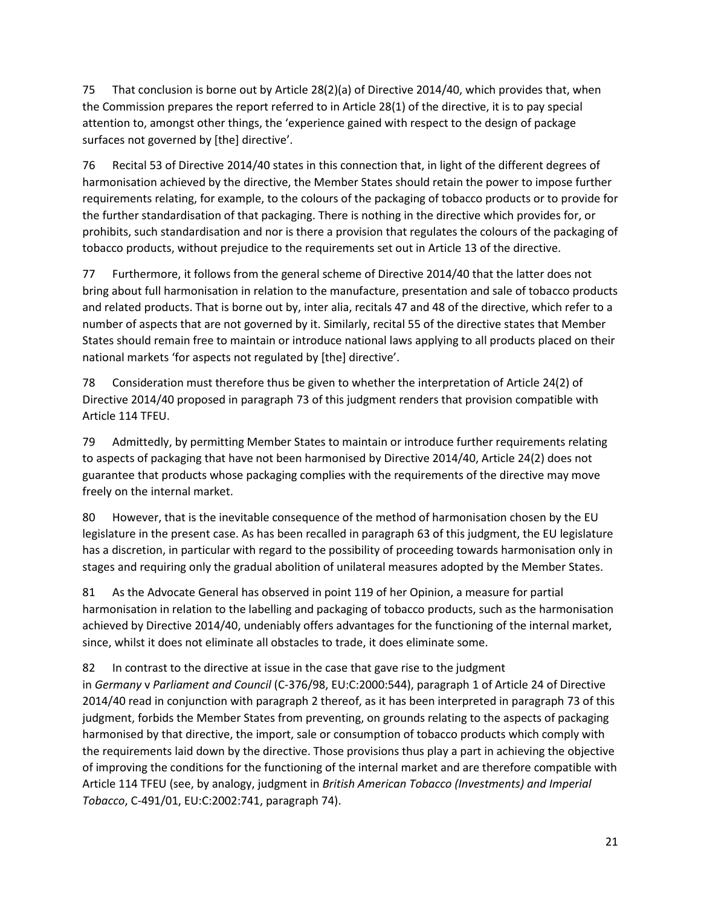75 That conclusion is borne out by Article 28(2)(a) of Directive 2014/40, which provides that, when the Commission prepares the report referred to in Article 28(1) of the directive, it is to pay special attention to, amongst other things, the 'experience gained with respect to the design of package surfaces not governed by [the] directive'.

76 Recital 53 of Directive 2014/40 states in this connection that, in light of the different degrees of harmonisation achieved by the directive, the Member States should retain the power to impose further requirements relating, for example, to the colours of the packaging of tobacco products or to provide for the further standardisation of that packaging. There is nothing in the directive which provides for, or prohibits, such standardisation and nor is there a provision that regulates the colours of the packaging of tobacco products, without prejudice to the requirements set out in Article 13 of the directive.

77 Furthermore, it follows from the general scheme of Directive 2014/40 that the latter does not bring about full harmonisation in relation to the manufacture, presentation and sale of tobacco products and related products. That is borne out by, inter alia, recitals 47 and 48 of the directive, which refer to a number of aspects that are not governed by it. Similarly, recital 55 of the directive states that Member States should remain free to maintain or introduce national laws applying to all products placed on their national markets 'for aspects not regulated by [the] directive'.

78 Consideration must therefore thus be given to whether the interpretation of Article 24(2) of Directive 2014/40 proposed in paragraph 73 of this judgment renders that provision compatible with Article 114 TFEU.

79 Admittedly, by permitting Member States to maintain or introduce further requirements relating to aspects of packaging that have not been harmonised by Directive 2014/40, Article 24(2) does not guarantee that products whose packaging complies with the requirements of the directive may move freely on the internal market.

80 However, that is the inevitable consequence of the method of harmonisation chosen by the EU legislature in the present case. As has been recalled in paragraph 63 of this judgment, the EU legislature has a discretion, in particular with regard to the possibility of proceeding towards harmonisation only in stages and requiring only the gradual abolition of unilateral measures adopted by the Member States.

81 As the Advocate General has observed in point 119 of her Opinion, a measure for partial harmonisation in relation to the labelling and packaging of tobacco products, such as the harmonisation achieved by Directive 2014/40, undeniably offers advantages for the functioning of the internal market, since, whilst it does not eliminate all obstacles to trade, it does eliminate some.

82 In contrast to the directive at issue in the case that gave rise to the judgment in *Germany* v *Parliament and Council* (C-376/98, EU:C:2000:544), paragraph 1 of Article 24 of Directive 2014/40 read in conjunction with paragraph 2 thereof, as it has been interpreted in paragraph 73 of this judgment, forbids the Member States from preventing, on grounds relating to the aspects of packaging harmonised by that directive, the import, sale or consumption of tobacco products which comply with the requirements laid down by the directive. Those provisions thus play a part in achieving the objective of improving the conditions for the functioning of the internal market and are therefore compatible with Article 114 TFEU (see, by analogy, judgment in *British American Tobacco (Investments) and Imperial Tobacco*, C-491/01, EU:C:2002:741, paragraph 74).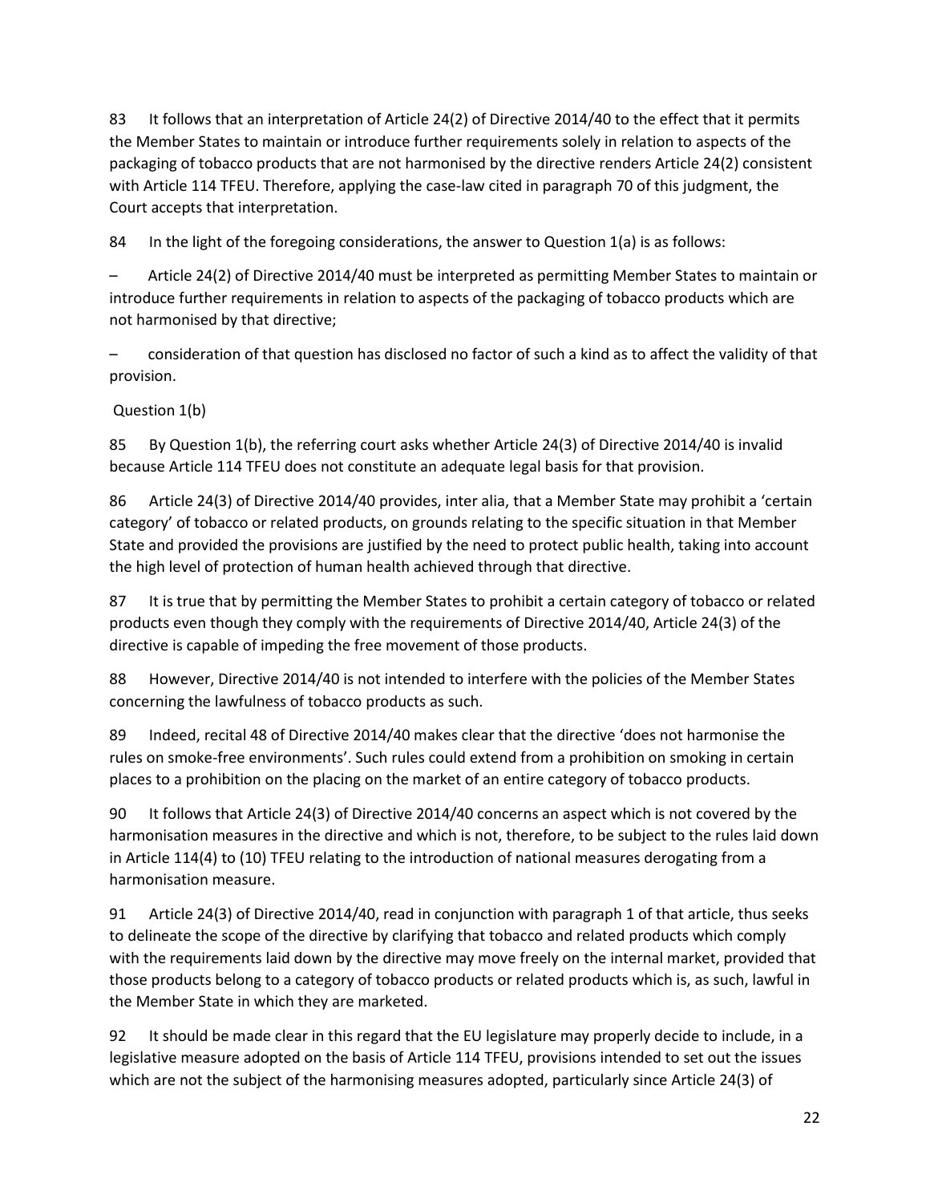83 It follows that an interpretation of Article 24(2) of Directive 2014/40 to the effect that it permits the Member States to maintain or introduce further requirements solely in relation to aspects of the packaging of tobacco products that are not harmonised by the directive renders Article 24(2) consistent with Article 114 TFEU. Therefore, applying the case-law cited in paragraph 70 of this judgment, the Court accepts that interpretation.

84 In the light of the foregoing considerations, the answer to Question 1(a) is as follows:

– Article 24(2) of Directive 2014/40 must be interpreted as permitting Member States to maintain or introduce further requirements in relation to aspects of the packaging of tobacco products which are not harmonised by that directive;

– consideration of that question has disclosed no factor of such a kind as to affect the validity of that provision.

Question 1(b)

85 By Question 1(b), the referring court asks whether Article 24(3) of Directive 2014/40 is invalid because Article 114 TFEU does not constitute an adequate legal basis for that provision.

86 Article 24(3) of Directive 2014/40 provides, inter alia, that a Member State may prohibit a 'certain category' of tobacco or related products, on grounds relating to the specific situation in that Member State and provided the provisions are justified by the need to protect public health, taking into account the high level of protection of human health achieved through that directive.

87 It is true that by permitting the Member States to prohibit a certain category of tobacco or related products even though they comply with the requirements of Directive 2014/40, Article 24(3) of the directive is capable of impeding the free movement of those products.

88 However, Directive 2014/40 is not intended to interfere with the policies of the Member States concerning the lawfulness of tobacco products as such.

89 Indeed, recital 48 of Directive 2014/40 makes clear that the directive 'does not harmonise the rules on smoke-free environments'. Such rules could extend from a prohibition on smoking in certain places to a prohibition on the placing on the market of an entire category of tobacco products.

90 It follows that Article 24(3) of Directive 2014/40 concerns an aspect which is not covered by the harmonisation measures in the directive and which is not, therefore, to be subject to the rules laid down in Article 114(4) to (10) TFEU relating to the introduction of national measures derogating from a harmonisation measure.

91 Article 24(3) of Directive 2014/40, read in conjunction with paragraph 1 of that article, thus seeks to delineate the scope of the directive by clarifying that tobacco and related products which comply with the requirements laid down by the directive may move freely on the internal market, provided that those products belong to a category of tobacco products or related products which is, as such, lawful in the Member State in which they are marketed.

92 It should be made clear in this regard that the EU legislature may properly decide to include, in a legislative measure adopted on the basis of Article 114 TFEU, provisions intended to set out the issues which are not the subject of the harmonising measures adopted, particularly since Article 24(3) of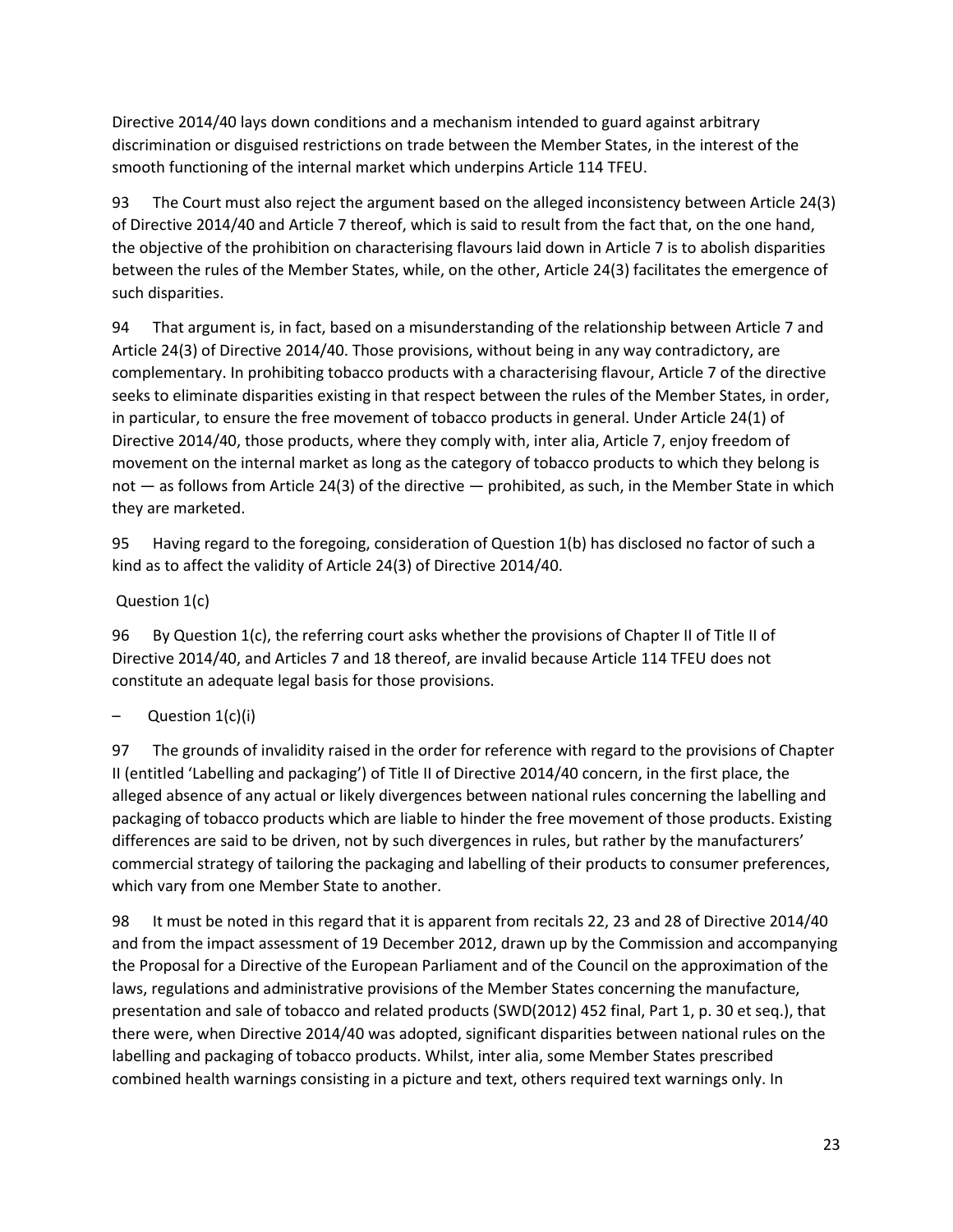Directive 2014/40 lays down conditions and a mechanism intended to guard against arbitrary discrimination or disguised restrictions on trade between the Member States, in the interest of the smooth functioning of the internal market which underpins Article 114 TFEU.

93 The Court must also reject the argument based on the alleged inconsistency between Article 24(3) of Directive 2014/40 and Article 7 thereof, which is said to result from the fact that, on the one hand, the objective of the prohibition on characterising flavours laid down in Article 7 is to abolish disparities between the rules of the Member States, while, on the other, Article 24(3) facilitates the emergence of such disparities.

94 That argument is, in fact, based on a misunderstanding of the relationship between Article 7 and Article 24(3) of Directive 2014/40. Those provisions, without being in any way contradictory, are complementary. In prohibiting tobacco products with a characterising flavour, Article 7 of the directive seeks to eliminate disparities existing in that respect between the rules of the Member States, in order, in particular, to ensure the free movement of tobacco products in general. Under Article 24(1) of Directive 2014/40, those products, where they comply with, inter alia, Article 7, enjoy freedom of movement on the internal market as long as the category of tobacco products to which they belong is not — as follows from Article 24(3) of the directive — prohibited, as such, in the Member State in which they are marketed.

95 Having regard to the foregoing, consideration of Question 1(b) has disclosed no factor of such a kind as to affect the validity of Article 24(3) of Directive 2014/40.

Question 1(c)

96 By Question 1(c), the referring court asks whether the provisions of Chapter II of Title II of Directive 2014/40, and Articles 7 and 18 thereof, are invalid because Article 114 TFEU does not constitute an adequate legal basis for those provisions.

– Question 1(c)(i)

97 The grounds of invalidity raised in the order for reference with regard to the provisions of Chapter II (entitled 'Labelling and packaging') of Title II of Directive 2014/40 concern, in the first place, the alleged absence of any actual or likely divergences between national rules concerning the labelling and packaging of tobacco products which are liable to hinder the free movement of those products. Existing differences are said to be driven, not by such divergences in rules, but rather by the manufacturers' commercial strategy of tailoring the packaging and labelling of their products to consumer preferences, which vary from one Member State to another.

98 It must be noted in this regard that it is apparent from recitals 22, 23 and 28 of Directive 2014/40 and from the impact assessment of 19 December 2012, drawn up by the Commission and accompanying the Proposal for a Directive of the European Parliament and of the Council on the approximation of the laws, regulations and administrative provisions of the Member States concerning the manufacture, presentation and sale of tobacco and related products (SWD(2012) 452 final, Part 1, p. 30 et seq.), that there were, when Directive 2014/40 was adopted, significant disparities between national rules on the labelling and packaging of tobacco products. Whilst, inter alia, some Member States prescribed combined health warnings consisting in a picture and text, others required text warnings only. In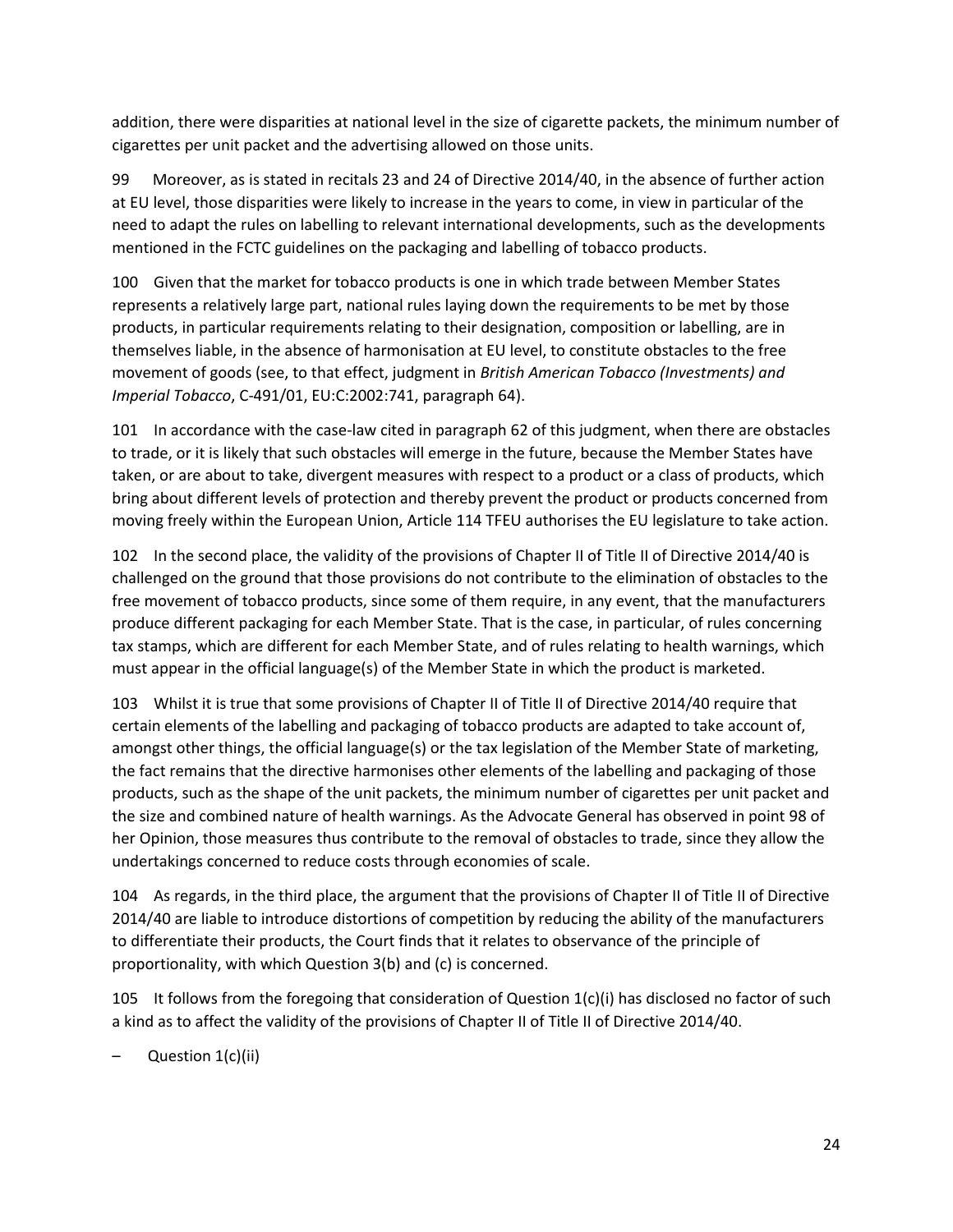addition, there were disparities at national level in the size of cigarette packets, the minimum number of cigarettes per unit packet and the advertising allowed on those units.

99 Moreover, as is stated in recitals 23 and 24 of Directive 2014/40, in the absence of further action at EU level, those disparities were likely to increase in the years to come, in view in particular of the need to adapt the rules on labelling to relevant international developments, such as the developments mentioned in the FCTC guidelines on the packaging and labelling of tobacco products.

100 Given that the market for tobacco products is one in which trade between Member States represents a relatively large part, national rules laying down the requirements to be met by those products, in particular requirements relating to their designation, composition or labelling, are in themselves liable, in the absence of harmonisation at EU level, to constitute obstacles to the free movement of goods (see, to that effect, judgment in *British American Tobacco (Investments) and Imperial Tobacco*, C‑491/01, EU:C:2002:741, paragraph 64).

101 In accordance with the case-law cited in paragraph 62 of this judgment, when there are obstacles to trade, or it is likely that such obstacles will emerge in the future, because the Member States have taken, or are about to take, divergent measures with respect to a product or a class of products, which bring about different levels of protection and thereby prevent the product or products concerned from moving freely within the European Union, Article 114 TFEU authorises the EU legislature to take action.

102 In the second place, the validity of the provisions of Chapter II of Title II of Directive 2014/40 is challenged on the ground that those provisions do not contribute to the elimination of obstacles to the free movement of tobacco products, since some of them require, in any event, that the manufacturers produce different packaging for each Member State. That is the case, in particular, of rules concerning tax stamps, which are different for each Member State, and of rules relating to health warnings, which must appear in the official language(s) of the Member State in which the product is marketed.

103 Whilst it is true that some provisions of Chapter II of Title II of Directive 2014/40 require that certain elements of the labelling and packaging of tobacco products are adapted to take account of, amongst other things, the official language(s) or the tax legislation of the Member State of marketing, the fact remains that the directive harmonises other elements of the labelling and packaging of those products, such as the shape of the unit packets, the minimum number of cigarettes per unit packet and the size and combined nature of health warnings. As the Advocate General has observed in point 98 of her Opinion, those measures thus contribute to the removal of obstacles to trade, since they allow the undertakings concerned to reduce costs through economies of scale.

104 As regards, in the third place, the argument that the provisions of Chapter II of Title II of Directive 2014/40 are liable to introduce distortions of competition by reducing the ability of the manufacturers to differentiate their products, the Court finds that it relates to observance of the principle of proportionality, with which Question 3(b) and (c) is concerned.

105 It follows from the foregoing that consideration of Question 1(c)(i) has disclosed no factor of such a kind as to affect the validity of the provisions of Chapter II of Title II of Directive 2014/40.

– Question 1(c)(ii)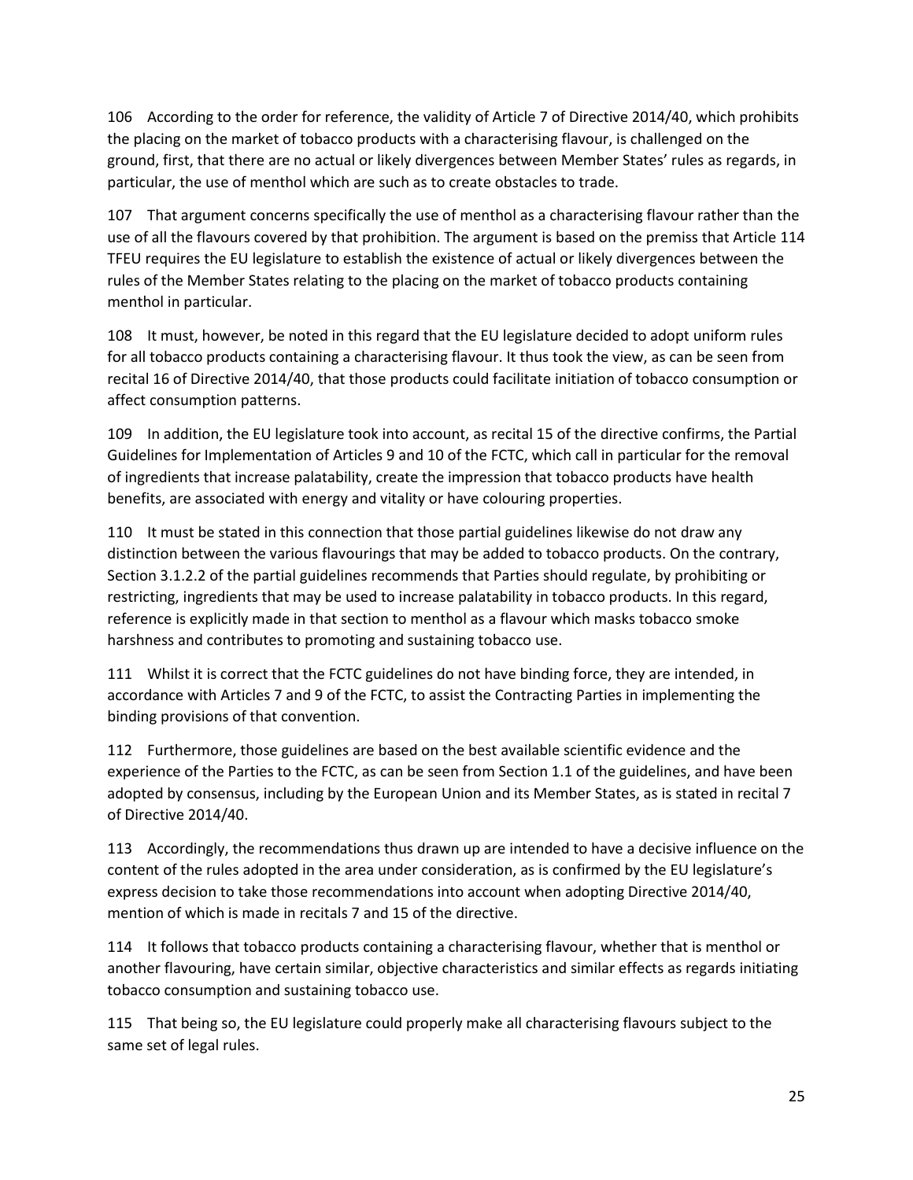106 According to the order for reference, the validity of Article 7 of Directive 2014/40, which prohibits the placing on the market of tobacco products with a characterising flavour, is challenged on the ground, first, that there are no actual or likely divergences between Member States' rules as regards, in particular, the use of menthol which are such as to create obstacles to trade.

107 That argument concerns specifically the use of menthol as a characterising flavour rather than the use of all the flavours covered by that prohibition. The argument is based on the premiss that Article 114 TFEU requires the EU legislature to establish the existence of actual or likely divergences between the rules of the Member States relating to the placing on the market of tobacco products containing menthol in particular.

108 It must, however, be noted in this regard that the EU legislature decided to adopt uniform rules for all tobacco products containing a characterising flavour. It thus took the view, as can be seen from recital 16 of Directive 2014/40, that those products could facilitate initiation of tobacco consumption or affect consumption patterns.

109 In addition, the EU legislature took into account, as recital 15 of the directive confirms, the Partial Guidelines for Implementation of Articles 9 and 10 of the FCTC, which call in particular for the removal of ingredients that increase palatability, create the impression that tobacco products have health benefits, are associated with energy and vitality or have colouring properties.

110 It must be stated in this connection that those partial guidelines likewise do not draw any distinction between the various flavourings that may be added to tobacco products. On the contrary, Section 3.1.2.2 of the partial guidelines recommends that Parties should regulate, by prohibiting or restricting, ingredients that may be used to increase palatability in tobacco products. In this regard, reference is explicitly made in that section to menthol as a flavour which masks tobacco smoke harshness and contributes to promoting and sustaining tobacco use.

111 Whilst it is correct that the FCTC guidelines do not have binding force, they are intended, in accordance with Articles 7 and 9 of the FCTC, to assist the Contracting Parties in implementing the binding provisions of that convention.

112 Furthermore, those guidelines are based on the best available scientific evidence and the experience of the Parties to the FCTC, as can be seen from Section 1.1 of the guidelines, and have been adopted by consensus, including by the European Union and its Member States, as is stated in recital 7 of Directive 2014/40.

113 Accordingly, the recommendations thus drawn up are intended to have a decisive influence on the content of the rules adopted in the area under consideration, as is confirmed by the EU legislature's express decision to take those recommendations into account when adopting Directive 2014/40, mention of which is made in recitals 7 and 15 of the directive.

114 It follows that tobacco products containing a characterising flavour, whether that is menthol or another flavouring, have certain similar, objective characteristics and similar effects as regards initiating tobacco consumption and sustaining tobacco use.

115 That being so, the EU legislature could properly make all characterising flavours subject to the same set of legal rules.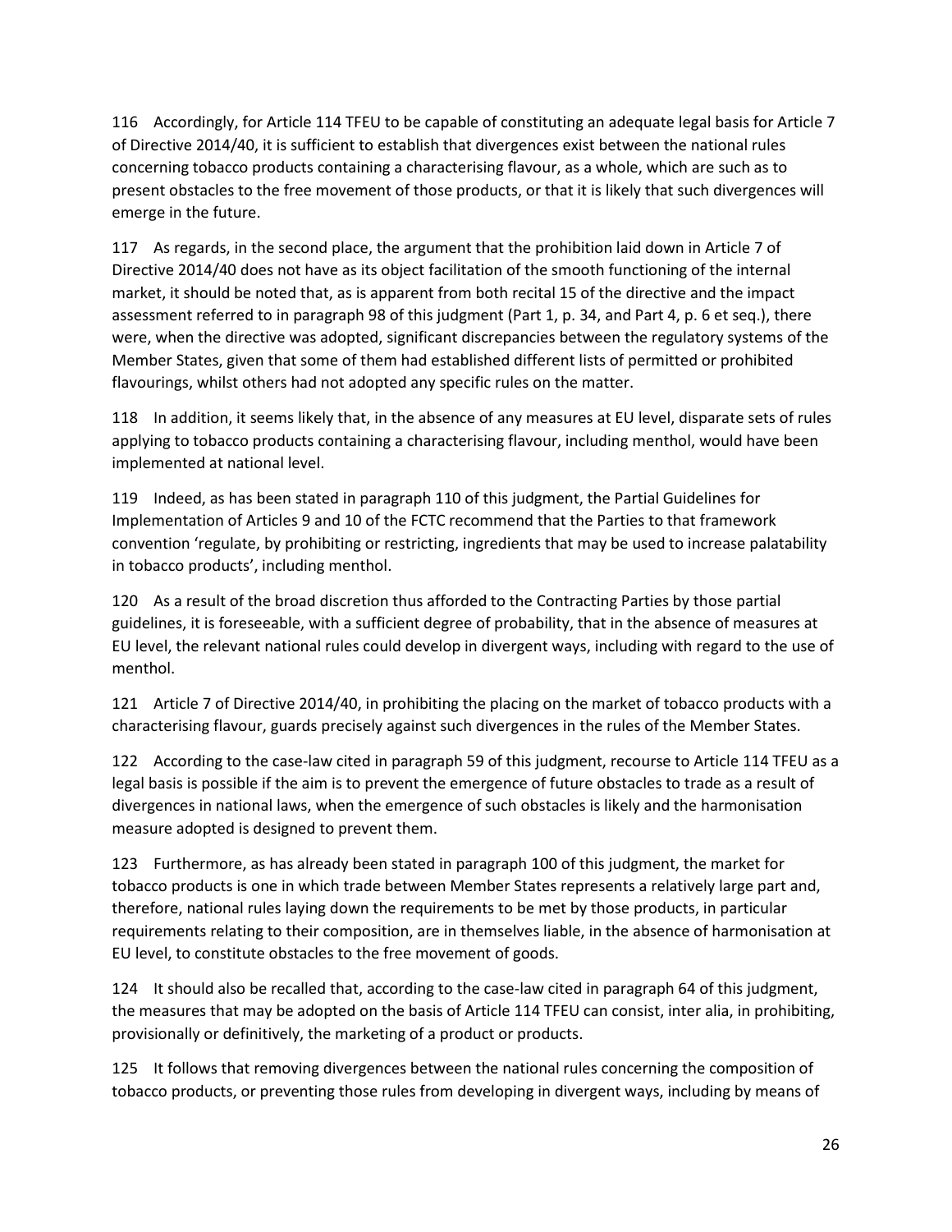116 Accordingly, for Article 114 TFEU to be capable of constituting an adequate legal basis for Article 7 of Directive 2014/40, it is sufficient to establish that divergences exist between the national rules concerning tobacco products containing a characterising flavour, as a whole, which are such as to present obstacles to the free movement of those products, or that it is likely that such divergences will emerge in the future.

117 As regards, in the second place, the argument that the prohibition laid down in Article 7 of Directive 2014/40 does not have as its object facilitation of the smooth functioning of the internal market, it should be noted that, as is apparent from both recital 15 of the directive and the impact assessment referred to in paragraph 98 of this judgment (Part 1, p. 34, and Part 4, p. 6 et seq.), there were, when the directive was adopted, significant discrepancies between the regulatory systems of the Member States, given that some of them had established different lists of permitted or prohibited flavourings, whilst others had not adopted any specific rules on the matter.

118 In addition, it seems likely that, in the absence of any measures at EU level, disparate sets of rules applying to tobacco products containing a characterising flavour, including menthol, would have been implemented at national level.

119 Indeed, as has been stated in paragraph 110 of this judgment, the Partial Guidelines for Implementation of Articles 9 and 10 of the FCTC recommend that the Parties to that framework convention 'regulate, by prohibiting or restricting, ingredients that may be used to increase palatability in tobacco products', including menthol.

120 As a result of the broad discretion thus afforded to the Contracting Parties by those partial guidelines, it is foreseeable, with a sufficient degree of probability, that in the absence of measures at EU level, the relevant national rules could develop in divergent ways, including with regard to the use of menthol.

121 Article 7 of Directive 2014/40, in prohibiting the placing on the market of tobacco products with a characterising flavour, guards precisely against such divergences in the rules of the Member States.

122 According to the case-law cited in paragraph 59 of this judgment, recourse to Article 114 TFEU as a legal basis is possible if the aim is to prevent the emergence of future obstacles to trade as a result of divergences in national laws, when the emergence of such obstacles is likely and the harmonisation measure adopted is designed to prevent them.

123 Furthermore, as has already been stated in paragraph 100 of this judgment, the market for tobacco products is one in which trade between Member States represents a relatively large part and, therefore, national rules laying down the requirements to be met by those products, in particular requirements relating to their composition, are in themselves liable, in the absence of harmonisation at EU level, to constitute obstacles to the free movement of goods.

124 It should also be recalled that, according to the case-law cited in paragraph 64 of this judgment, the measures that may be adopted on the basis of Article 114 TFEU can consist, inter alia, in prohibiting, provisionally or definitively, the marketing of a product or products.

125 It follows that removing divergences between the national rules concerning the composition of tobacco products, or preventing those rules from developing in divergent ways, including by means of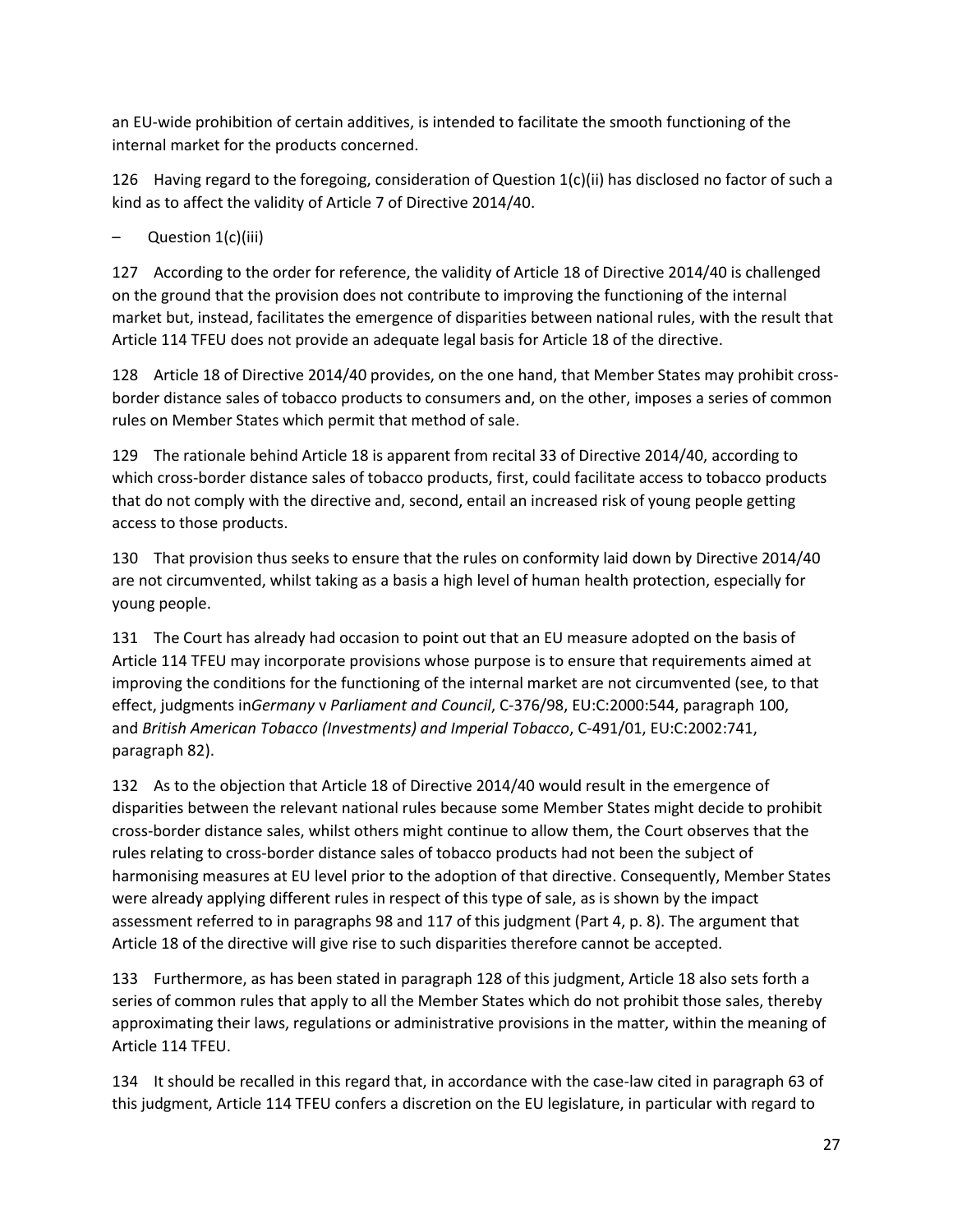an EU-wide prohibition of certain additives, is intended to facilitate the smooth functioning of the internal market for the products concerned.

126 Having regard to the foregoing, consideration of Question 1(c)(ii) has disclosed no factor of such a kind as to affect the validity of Article 7 of Directive 2014/40.

– Question 1(c)(iii)

127 According to the order for reference, the validity of Article 18 of Directive 2014/40 is challenged on the ground that the provision does not contribute to improving the functioning of the internal market but, instead, facilitates the emergence of disparities between national rules, with the result that Article 114 TFEU does not provide an adequate legal basis for Article 18 of the directive.

128 Article 18 of Directive 2014/40 provides, on the one hand, that Member States may prohibit cross-border distance sales of tobacco products to consumers and, on the other, imposes a series of common rules on Member States which permit that method of sale.

129 The rationale behind Article 18 is apparent from recital 33 of Directive 2014/40, according to which cross-border distance sales of tobacco products, first, could facilitate access to tobacco products that do not comply with the directive and, second, entail an increased risk of young people getting access to those products.

130 That provision thus seeks to ensure that the rules on conformity laid down by Directive 2014/40 are not circumvented, whilst taking as a basis a high level of human health protection, especially for young people.

131 The Court has already had occasion to point out that an EU measure adopted on the basis of Article 114 TFEU may incorporate provisions whose purpose is to ensure that requirements aimed at improving the conditions for the functioning of the internal market are not circumvented (see, to that effect, judgments in *Germany* v *Parliament and Council*, C-376/98, EU:C:2000:544, paragraph 100, and *British American Tobacco (Investments) and Imperial Tobacco*, C-491/01, EU:C:2002:741, paragraph 82).

132 As to the objection that Article 18 of Directive 2014/40 would result in the emergence of disparities between the relevant national rules because some Member States might decide to prohibit cross-border distance sales, whilst others might continue to allow them, the Court observes that the rules relating to cross-border distance sales of tobacco products had not been the subject of harmonising measures at EU level prior to the adoption of that directive. Consequently, Member States were already applying different rules in respect of this type of sale, as is shown by the impact assessment referred to in paragraphs 98 and 117 of this judgment (Part 4, p. 8). The argument that Article 18 of the directive will give rise to such disparities therefore cannot be accepted.

133 Furthermore, as has been stated in paragraph 128 of this judgment, Article 18 also sets forth a series of common rules that apply to all the Member States which do not prohibit those sales, thereby approximating their laws, regulations or administrative provisions in the matter, within the meaning of Article 114 TFEU.

134 It should be recalled in this regard that, in accordance with the case-law cited in paragraph 63 of this judgment, Article 114 TFEU confers a discretion on the EU legislature, in particular with regard to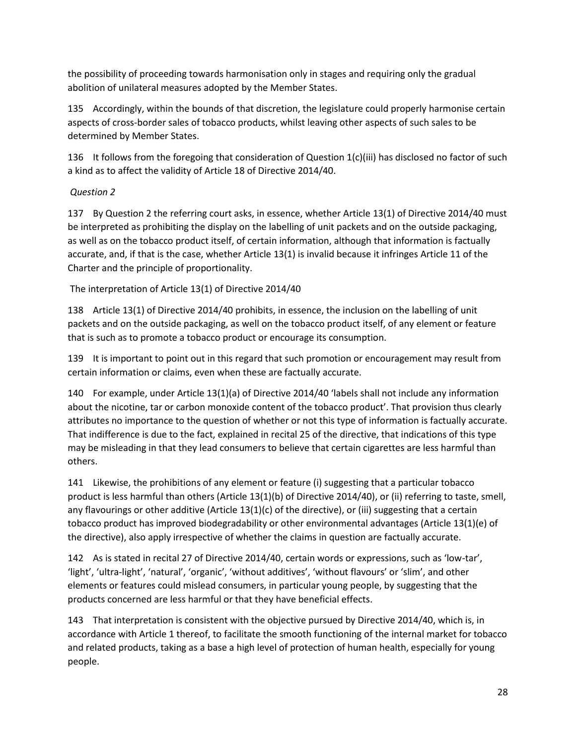the possibility of proceeding towards harmonisation only in stages and requiring only the gradual abolition of unilateral measures adopted by the Member States.

135 Accordingly, within the bounds of that discretion, the legislature could properly harmonise certain aspects of cross-border sales of tobacco products, whilst leaving other aspects of such sales to be determined by Member States.

136 It follows from the foregoing that consideration of Question 1(c)(iii) has disclosed no factor of such a kind as to affect the validity of Article 18 of Directive 2014/40.

*Question 2*

137 By Question 2 the referring court asks, in essence, whether Article 13(1) of Directive 2014/40 must be interpreted as prohibiting the display on the labelling of unit packets and on the outside packaging, as well as on the tobacco product itself, of certain information, although that information is factually accurate, and, if that is the case, whether Article 13(1) is invalid because it infringes Article 11 of the Charter and the principle of proportionality.

The interpretation of Article 13(1) of Directive 2014/40

138 Article 13(1) of Directive 2014/40 prohibits, in essence, the inclusion on the labelling of unit packets and on the outside packaging, as well on the tobacco product itself, of any element or feature that is such as to promote a tobacco product or encourage its consumption.

139 It is important to point out in this regard that such promotion or encouragement may result from certain information or claims, even when these are factually accurate.

140 For example, under Article 13(1)(a) of Directive 2014/40 'labels shall not include any information about the nicotine, tar or carbon monoxide content of the tobacco product'. That provision thus clearly attributes no importance to the question of whether or not this type of information is factually accurate. That indifference is due to the fact, explained in recital 25 of the directive, that indications of this type may be misleading in that they lead consumers to believe that certain cigarettes are less harmful than others.

141 Likewise, the prohibitions of any element or feature (i) suggesting that a particular tobacco product is less harmful than others (Article 13(1)(b) of Directive 2014/40), or (ii) referring to taste, smell, any flavourings or other additive (Article 13(1)(c) of the directive), or (iii) suggesting that a certain tobacco product has improved biodegradability or other environmental advantages (Article 13(1)(e) of the directive), also apply irrespective of whether the claims in question are factually accurate.

142 As is stated in recital 27 of Directive 2014/40, certain words or expressions, such as 'low-tar', 'light', 'ultra-light', 'natural', 'organic', 'without additives', 'without flavours' or 'slim', and other elements or features could mislead consumers, in particular young people, by suggesting that the products concerned are less harmful or that they have beneficial effects.

143 That interpretation is consistent with the objective pursued by Directive 2014/40, which is, in accordance with Article 1 thereof, to facilitate the smooth functioning of the internal market for tobacco and related products, taking as a base a high level of protection of human health, especially for young people.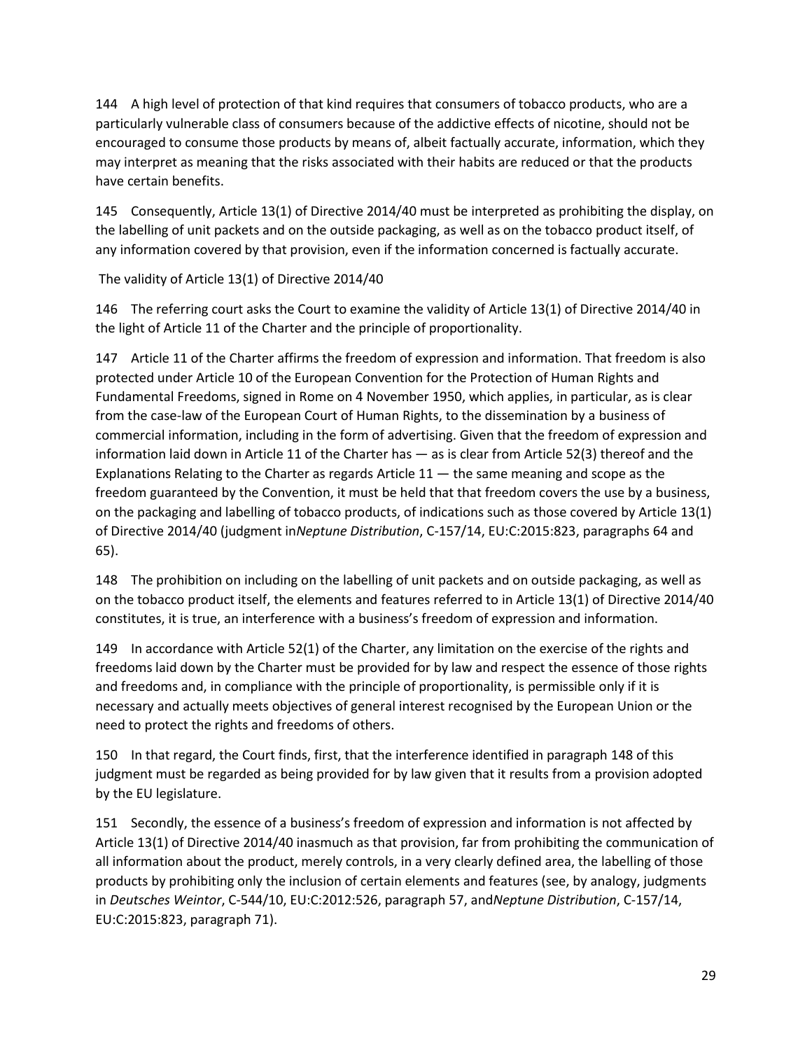144 A high level of protection of that kind requires that consumers of tobacco products, who are a particularly vulnerable class of consumers because of the addictive effects of nicotine, should not be encouraged to consume those products by means of, albeit factually accurate, information, which they may interpret as meaning that the risks associated with their habits are reduced or that the products have certain benefits.

145 Consequently, Article 13(1) of Directive 2014/40 must be interpreted as prohibiting the display, on the labelling of unit packets and on the outside packaging, as well as on the tobacco product itself, of any information covered by that provision, even if the information concerned is factually accurate.

The validity of Article 13(1) of Directive 2014/40

146 The referring court asks the Court to examine the validity of Article 13(1) of Directive 2014/40 in the light of Article 11 of the Charter and the principle of proportionality.

147 Article 11 of the Charter affirms the freedom of expression and information. That freedom is also protected under Article 10 of the European Convention for the Protection of Human Rights and Fundamental Freedoms, signed in Rome on 4 November 1950, which applies, in particular, as is clear from the case-law of the European Court of Human Rights, to the dissemination by a business of commercial information, including in the form of advertising. Given that the freedom of expression and information laid down in Article 11 of the Charter has — as is clear from Article 52(3) thereof and the Explanations Relating to the Charter as regards Article 11 — the same meaning and scope as the freedom guaranteed by the Convention, it must be held that that freedom covers the use by a business, on the packaging and labelling of tobacco products, of indications such as those covered by Article 13(1) of Directive 2014/40 (judgment in *Neptune Distribution*, C-157/14, EU:C:2015:823, paragraphs 64 and 65).

148 The prohibition on including on the labelling of unit packets and on outside packaging, as well as on the tobacco product itself, the elements and features referred to in Article 13(1) of Directive 2014/40 constitutes, it is true, an interference with a business's freedom of expression and information.

149 In accordance with Article 52(1) of the Charter, any limitation on the exercise of the rights and freedoms laid down by the Charter must be provided for by law and respect the essence of those rights and freedoms and, in compliance with the principle of proportionality, is permissible only if it is necessary and actually meets objectives of general interest recognised by the European Union or the need to protect the rights and freedoms of others.

150 In that regard, the Court finds, first, that the interference identified in paragraph 148 of this judgment must be regarded as being provided for by law given that it results from a provision adopted by the EU legislature.

151 Secondly, the essence of a business's freedom of expression and information is not affected by Article 13(1) of Directive 2014/40 inasmuch as that provision, far from prohibiting the communication of all information about the product, merely controls, in a very clearly defined area, the labelling of those products by prohibiting only the inclusion of certain elements and features (see, by analogy, judgments in *Deutsches Weintor*, C-544/10, EU:C:2012:526, paragraph 57, and *Neptune Distribution*, C-157/14, EU:C:2015:823, paragraph 71).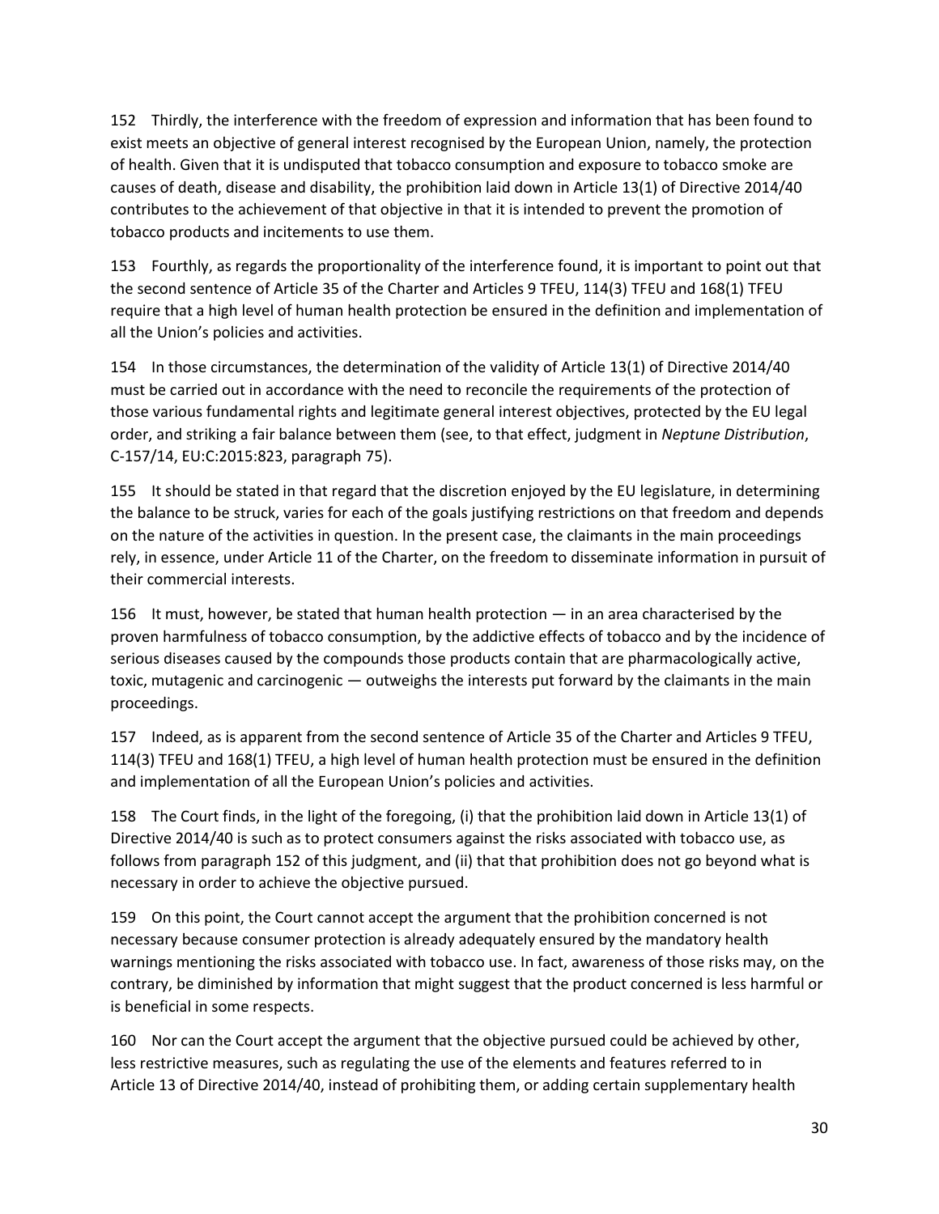152 Thirdly, the interference with the freedom of expression and information that has been found to exist meets an objective of general interest recognised by the European Union, namely, the protection of health. Given that it is undisputed that tobacco consumption and exposure to tobacco smoke are causes of death, disease and disability, the prohibition laid down in Article 13(1) of Directive 2014/40 contributes to the achievement of that objective in that it is intended to prevent the promotion of tobacco products and incitements to use them.

153 Fourthly, as regards the proportionality of the interference found, it is important to point out that the second sentence of Article 35 of the Charter and Articles 9 TFEU, 114(3) TFEU and 168(1) TFEU require that a high level of human health protection be ensured in the definition and implementation of all the Union's policies and activities.

154 In those circumstances, the determination of the validity of Article 13(1) of Directive 2014/40 must be carried out in accordance with the need to reconcile the requirements of the protection of those various fundamental rights and legitimate general interest objectives, protected by the EU legal order, and striking a fair balance between them (see, to that effect, judgment in *Neptune Distribution*, C-157/14, EU:C:2015:823, paragraph 75).

155 It should be stated in that regard that the discretion enjoyed by the EU legislature, in determining the balance to be struck, varies for each of the goals justifying restrictions on that freedom and depends on the nature of the activities in question. In the present case, the claimants in the main proceedings rely, in essence, under Article 11 of the Charter, on the freedom to disseminate information in pursuit of their commercial interests.

156 It must, however, be stated that human health protection — in an area characterised by the proven harmfulness of tobacco consumption, by the addictive effects of tobacco and by the incidence of serious diseases caused by the compounds those products contain that are pharmacologically active, toxic, mutagenic and carcinogenic — outweighs the interests put forward by the claimants in the main proceedings.

157 Indeed, as is apparent from the second sentence of Article 35 of the Charter and Articles 9 TFEU, 114(3) TFEU and 168(1) TFEU, a high level of human health protection must be ensured in the definition and implementation of all the European Union's policies and activities.

158 The Court finds, in the light of the foregoing, (i) that the prohibition laid down in Article 13(1) of Directive 2014/40 is such as to protect consumers against the risks associated with tobacco use, as follows from paragraph 152 of this judgment, and (ii) that that prohibition does not go beyond what is necessary in order to achieve the objective pursued.

159 On this point, the Court cannot accept the argument that the prohibition concerned is not necessary because consumer protection is already adequately ensured by the mandatory health warnings mentioning the risks associated with tobacco use. In fact, awareness of those risks may, on the contrary, be diminished by information that might suggest that the product concerned is less harmful or is beneficial in some respects.

160 Nor can the Court accept the argument that the objective pursued could be achieved by other, less restrictive measures, such as regulating the use of the elements and features referred to in Article 13 of Directive 2014/40, instead of prohibiting them, or adding certain supplementary health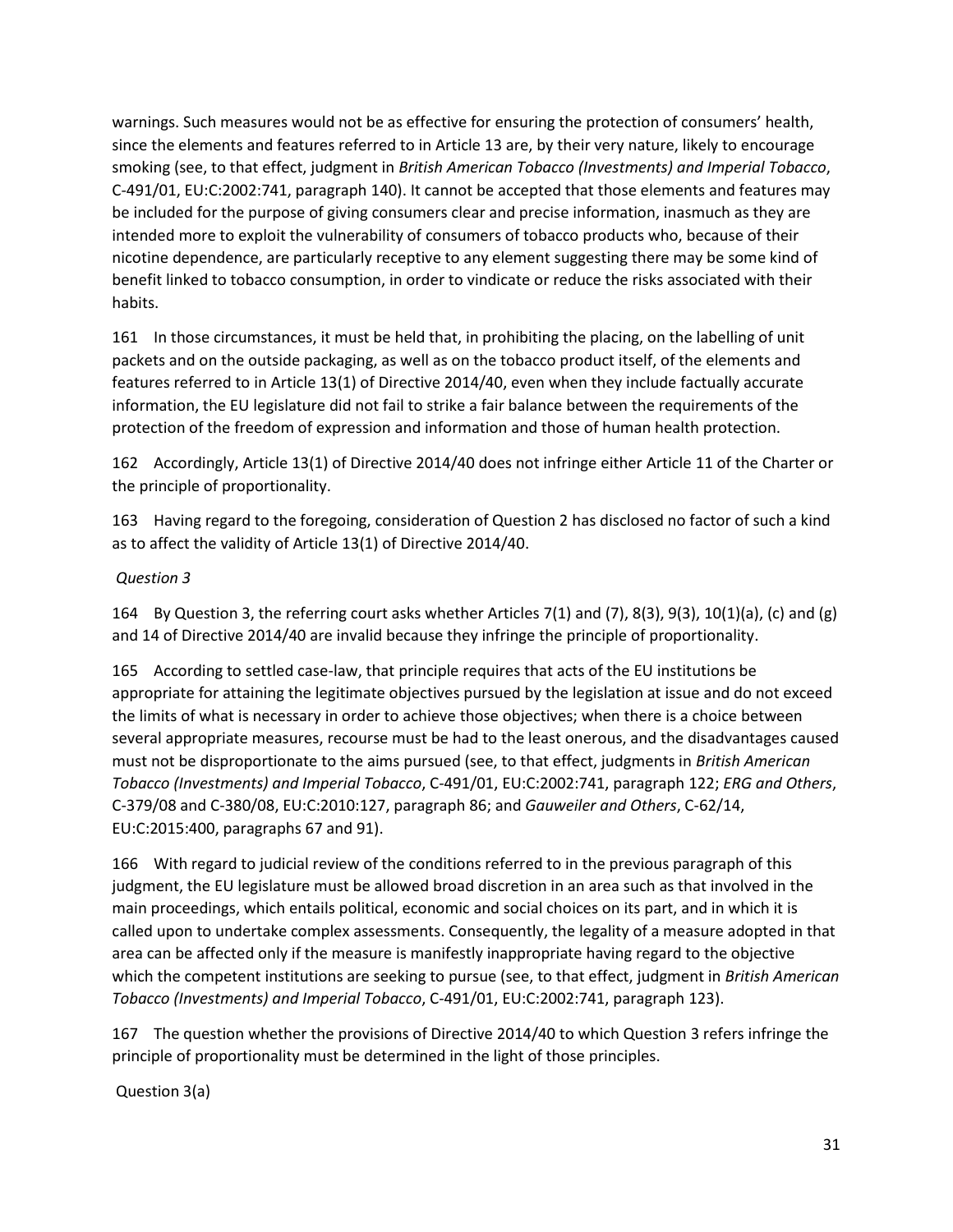warnings. Such measures would not be as effective for ensuring the protection of consumers' health, since the elements and features referred to in Article 13 are, by their very nature, likely to encourage smoking (see, to that effect, judgment in *British American Tobacco (Investments) and Imperial Tobacco*, C-491/01, EU:C:2002:741, paragraph 140). It cannot be accepted that those elements and features may be included for the purpose of giving consumers clear and precise information, inasmuch as they are intended more to exploit the vulnerability of consumers of tobacco products who, because of their nicotine dependence, are particularly receptive to any element suggesting there may be some kind of benefit linked to tobacco consumption, in order to vindicate or reduce the risks associated with their habits.

161 In those circumstances, it must be held that, in prohibiting the placing, on the labelling of unit packets and on the outside packaging, as well as on the tobacco product itself, of the elements and features referred to in Article 13(1) of Directive 2014/40, even when they include factually accurate information, the EU legislature did not fail to strike a fair balance between the requirements of the protection of the freedom of expression and information and those of human health protection.

162 Accordingly, Article 13(1) of Directive 2014/40 does not infringe either Article 11 of the Charter or the principle of proportionality.

163 Having regard to the foregoing, consideration of Question 2 has disclosed no factor of such a kind as to affect the validity of Article 13(1) of Directive 2014/40.

*Question 3*

164 By Question 3, the referring court asks whether Articles 7(1) and (7), 8(3), 9(3), 10(1)(a), (c) and (g) and 14 of Directive 2014/40 are invalid because they infringe the principle of proportionality.

165 According to settled case-law, that principle requires that acts of the EU institutions be appropriate for attaining the legitimate objectives pursued by the legislation at issue and do not exceed the limits of what is necessary in order to achieve those objectives; when there is a choice between several appropriate measures, recourse must be had to the least onerous, and the disadvantages caused must not be disproportionate to the aims pursued (see, to that effect, judgments in *British American Tobacco (Investments) and Imperial Tobacco*, C-491/01, EU:C:2002:741, paragraph 122; *ERG and Others*, C-379/08 and C-380/08, EU:C:2010:127, paragraph 86; and *Gauweiler and Others*, C-62/14, EU:C:2015:400, paragraphs 67 and 91).

166 With regard to judicial review of the conditions referred to in the previous paragraph of this judgment, the EU legislature must be allowed broad discretion in an area such as that involved in the main proceedings, which entails political, economic and social choices on its part, and in which it is called upon to undertake complex assessments. Consequently, the legality of a measure adopted in that area can be affected only if the measure is manifestly inappropriate having regard to the objective which the competent institutions are seeking to pursue (see, to that effect, judgment in *British American Tobacco (Investments) and Imperial Tobacco*, C-491/01, EU:C:2002:741, paragraph 123).

167 The question whether the provisions of Directive 2014/40 to which Question 3 refers infringe the principle of proportionality must be determined in the light of those principles.

Question 3(a)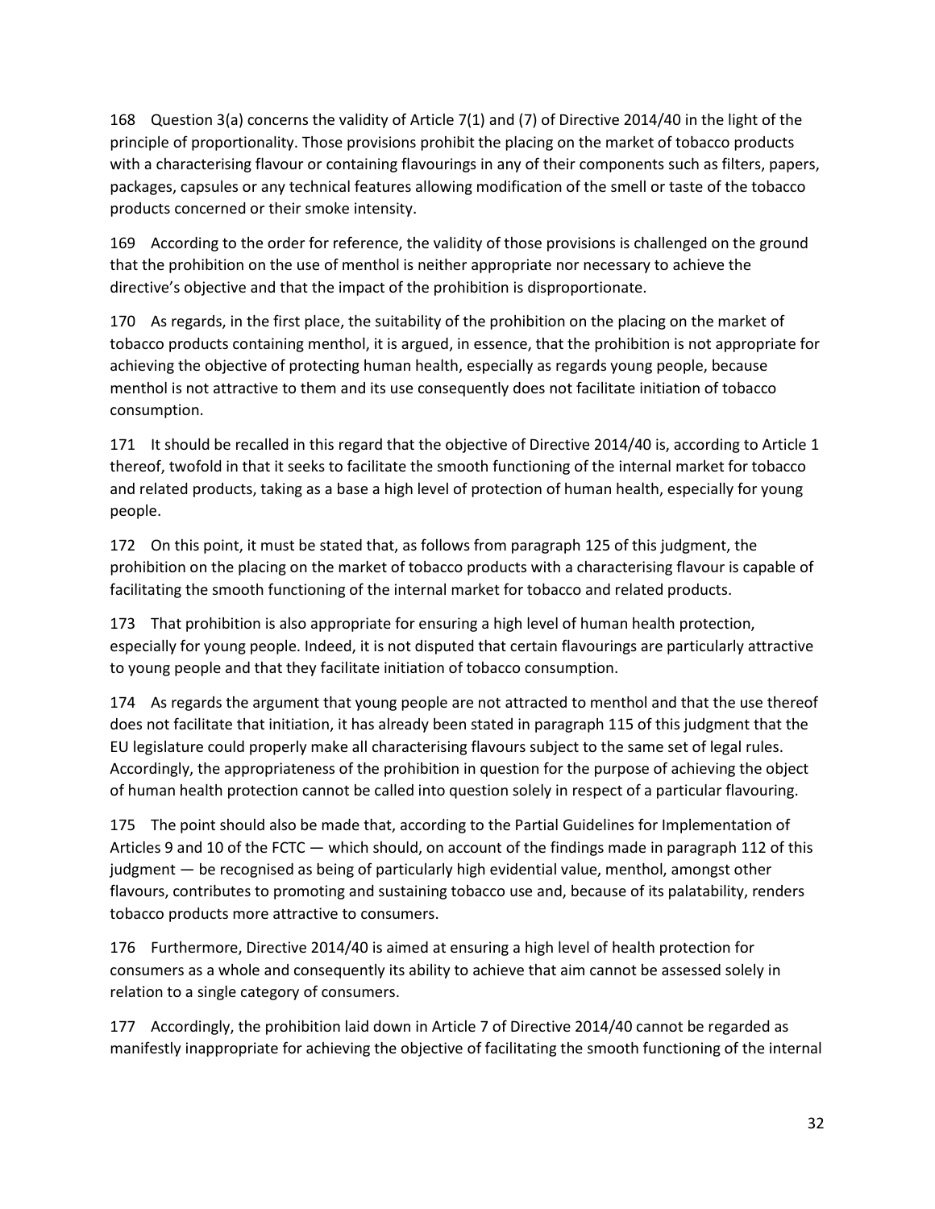168 Question 3(a) concerns the validity of Article 7(1) and (7) of Directive 2014/40 in the light of the principle of proportionality. Those provisions prohibit the placing on the market of tobacco products with a characterising flavour or containing flavourings in any of their components such as filters, papers, packages, capsules or any technical features allowing modification of the smell or taste of the tobacco products concerned or their smoke intensity.

169 According to the order for reference, the validity of those provisions is challenged on the ground that the prohibition on the use of menthol is neither appropriate nor necessary to achieve the directive's objective and that the impact of the prohibition is disproportionate.

170 As regards, in the first place, the suitability of the prohibition on the placing on the market of tobacco products containing menthol, it is argued, in essence, that the prohibition is not appropriate for achieving the objective of protecting human health, especially as regards young people, because menthol is not attractive to them and its use consequently does not facilitate initiation of tobacco consumption.

171 It should be recalled in this regard that the objective of Directive 2014/40 is, according to Article 1 thereof, twofold in that it seeks to facilitate the smooth functioning of the internal market for tobacco and related products, taking as a base a high level of protection of human health, especially for young people.

172 On this point, it must be stated that, as follows from paragraph 125 of this judgment, the prohibition on the placing on the market of tobacco products with a characterising flavour is capable of facilitating the smooth functioning of the internal market for tobacco and related products.

173 That prohibition is also appropriate for ensuring a high level of human health protection, especially for young people. Indeed, it is not disputed that certain flavourings are particularly attractive to young people and that they facilitate initiation of tobacco consumption.

174 As regards the argument that young people are not attracted to menthol and that the use thereof does not facilitate that initiation, it has already been stated in paragraph 115 of this judgment that the EU legislature could properly make all characterising flavours subject to the same set of legal rules. Accordingly, the appropriateness of the prohibition in question for the purpose of achieving the object of human health protection cannot be called into question solely in respect of a particular flavouring.

175 The point should also be made that, according to the Partial Guidelines for Implementation of Articles 9 and 10 of the FCTC — which should, on account of the findings made in paragraph 112 of this judgment — be recognised as being of particularly high evidential value, menthol, amongst other flavours, contributes to promoting and sustaining tobacco use and, because of its palatability, renders tobacco products more attractive to consumers.

176 Furthermore, Directive 2014/40 is aimed at ensuring a high level of health protection for consumers as a whole and consequently its ability to achieve that aim cannot be assessed solely in relation to a single category of consumers.

177 Accordingly, the prohibition laid down in Article 7 of Directive 2014/40 cannot be regarded as manifestly inappropriate for achieving the objective of facilitating the smooth functioning of the internal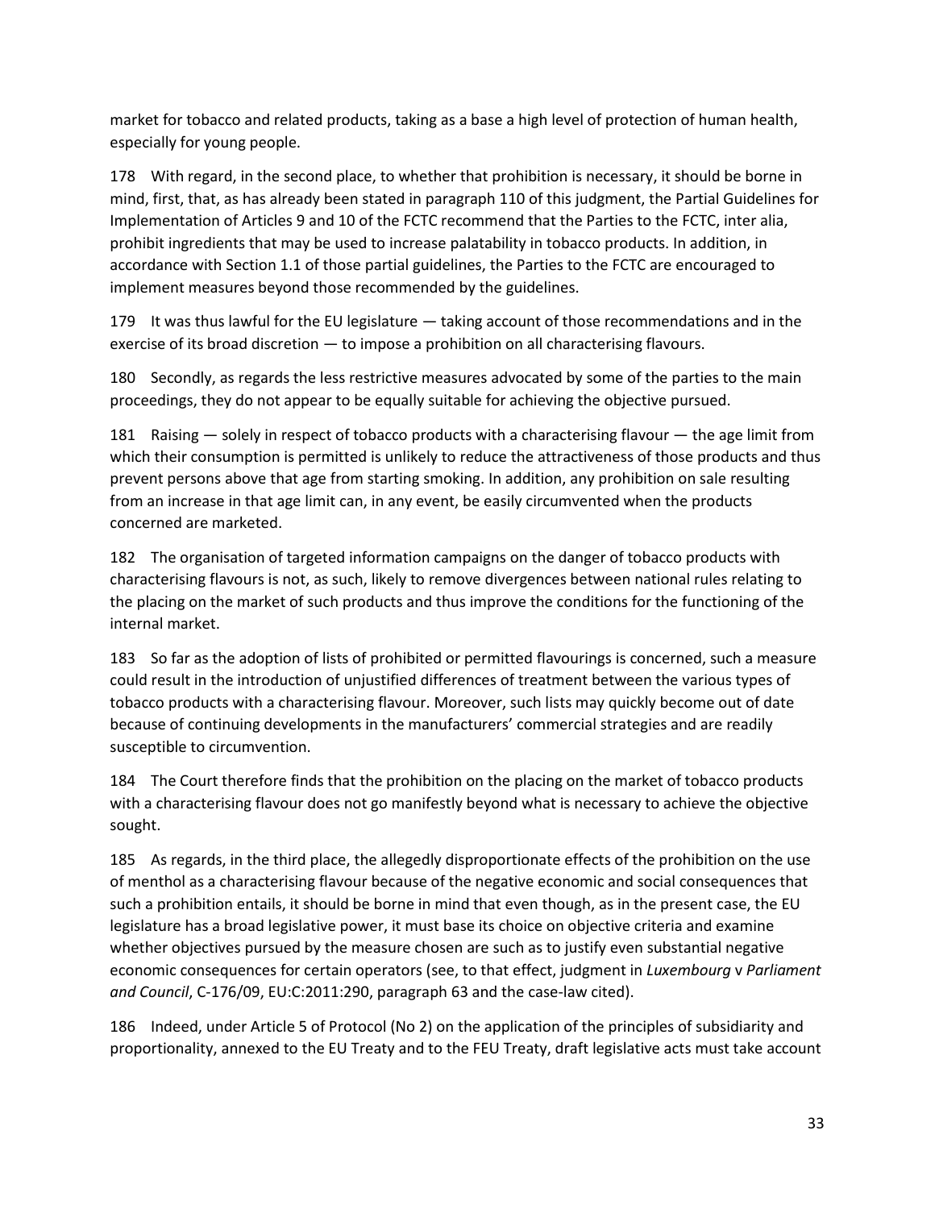market for tobacco and related products, taking as a base a high level of protection of human health, especially for young people.

178 With regard, in the second place, to whether that prohibition is necessary, it should be borne in mind, first, that, as has already been stated in paragraph 110 of this judgment, the Partial Guidelines for Implementation of Articles 9 and 10 of the FCTC recommend that the Parties to the FCTC, inter alia, prohibit ingredients that may be used to increase palatability in tobacco products. In addition, in accordance with Section 1.1 of those partial guidelines, the Parties to the FCTC are encouraged to implement measures beyond those recommended by the guidelines.

179 It was thus lawful for the EU legislature — taking account of those recommendations and in the exercise of its broad discretion — to impose a prohibition on all characterising flavours.

180 Secondly, as regards the less restrictive measures advocated by some of the parties to the main proceedings, they do not appear to be equally suitable for achieving the objective pursued.

181 Raising — solely in respect of tobacco products with a characterising flavour — the age limit from which their consumption is permitted is unlikely to reduce the attractiveness of those products and thus prevent persons above that age from starting smoking. In addition, any prohibition on sale resulting from an increase in that age limit can, in any event, be easily circumvented when the products concerned are marketed.

182 The organisation of targeted information campaigns on the danger of tobacco products with characterising flavours is not, as such, likely to remove divergences between national rules relating to the placing on the market of such products and thus improve the conditions for the functioning of the internal market.

183 So far as the adoption of lists of prohibited or permitted flavourings is concerned, such a measure could result in the introduction of unjustified differences of treatment between the various types of tobacco products with a characterising flavour. Moreover, such lists may quickly become out of date because of continuing developments in the manufacturers' commercial strategies and are readily susceptible to circumvention.

184 The Court therefore finds that the prohibition on the placing on the market of tobacco products with a characterising flavour does not go manifestly beyond what is necessary to achieve the objective sought.

185 As regards, in the third place, the allegedly disproportionate effects of the prohibition on the use of menthol as a characterising flavour because of the negative economic and social consequences that such a prohibition entails, it should be borne in mind that even though, as in the present case, the EU legislature has a broad legislative power, it must base its choice on objective criteria and examine whether objectives pursued by the measure chosen are such as to justify even substantial negative economic consequences for certain operators (see, to that effect, judgment in *Luxembourg* v *Parliament and Council*, C-176/09, EU:C:2011:290, paragraph 63 and the case-law cited).

186 Indeed, under Article 5 of Protocol (No 2) on the application of the principles of subsidiarity and proportionality, annexed to the EU Treaty and to the FEU Treaty, draft legislative acts must take account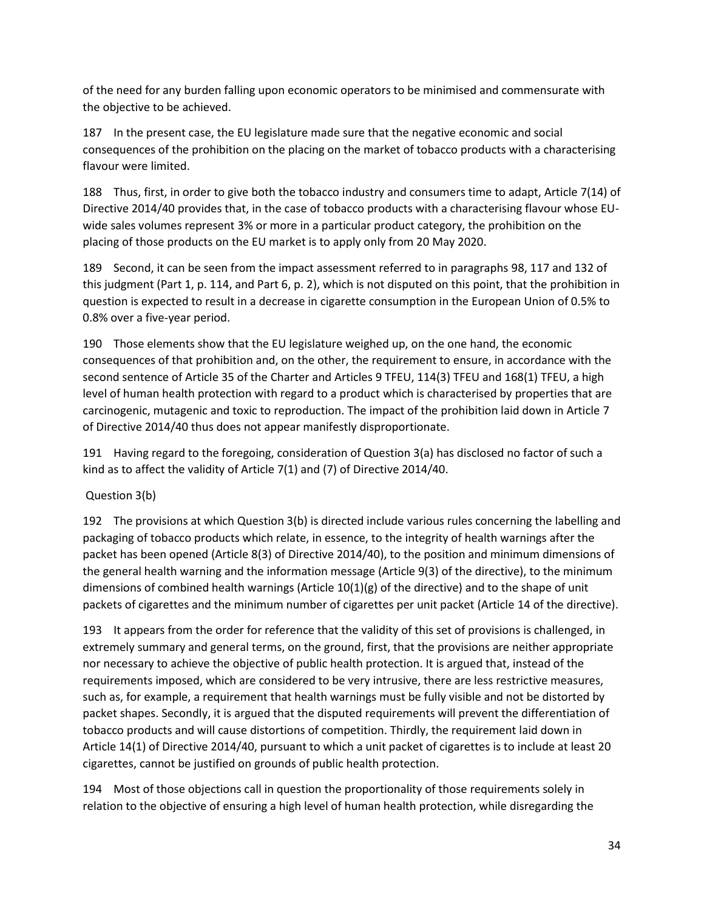of the need for any burden falling upon economic operators to be minimised and commensurate with the objective to be achieved.

187 In the present case, the EU legislature made sure that the negative economic and social consequences of the prohibition on the placing on the market of tobacco products with a characterising flavour were limited.

188 Thus, first, in order to give both the tobacco industry and consumers time to adapt, Article 7(14) of Directive 2014/40 provides that, in the case of tobacco products with a characterising flavour whose EU-wide sales volumes represent 3% or more in a particular product category, the prohibition on the placing of those products on the EU market is to apply only from 20 May 2020.

189 Second, it can be seen from the impact assessment referred to in paragraphs 98, 117 and 132 of this judgment (Part 1, p. 114, and Part 6, p. 2), which is not disputed on this point, that the prohibition in question is expected to result in a decrease in cigarette consumption in the European Union of 0.5% to 0.8% over a five-year period.

190 Those elements show that the EU legislature weighed up, on the one hand, the economic consequences of that prohibition and, on the other, the requirement to ensure, in accordance with the second sentence of Article 35 of the Charter and Articles 9 TFEU, 114(3) TFEU and 168(1) TFEU, a high level of human health protection with regard to a product which is characterised by properties that are carcinogenic, mutagenic and toxic to reproduction. The impact of the prohibition laid down in Article 7 of Directive 2014/40 thus does not appear manifestly disproportionate.

191 Having regard to the foregoing, consideration of Question 3(a) has disclosed no factor of such a kind as to affect the validity of Article 7(1) and (7) of Directive 2014/40.

Question 3(b)

192 The provisions at which Question 3(b) is directed include various rules concerning the labelling and packaging of tobacco products which relate, in essence, to the integrity of health warnings after the packet has been opened (Article 8(3) of Directive 2014/40), to the position and minimum dimensions of the general health warning and the information message (Article 9(3) of the directive), to the minimum dimensions of combined health warnings (Article 10(1)(g) of the directive) and to the shape of unit packets of cigarettes and the minimum number of cigarettes per unit packet (Article 14 of the directive).

193 It appears from the order for reference that the validity of this set of provisions is challenged, in extremely summary and general terms, on the ground, first, that the provisions are neither appropriate nor necessary to achieve the objective of public health protection. It is argued that, instead of the requirements imposed, which are considered to be very intrusive, there are less restrictive measures, such as, for example, a requirement that health warnings must be fully visible and not be distorted by packet shapes. Secondly, it is argued that the disputed requirements will prevent the differentiation of tobacco products and will cause distortions of competition. Thirdly, the requirement laid down in Article 14(1) of Directive 2014/40, pursuant to which a unit packet of cigarettes is to include at least 20 cigarettes, cannot be justified on grounds of public health protection.

194 Most of those objections call in question the proportionality of those requirements solely in relation to the objective of ensuring a high level of human health protection, while disregarding the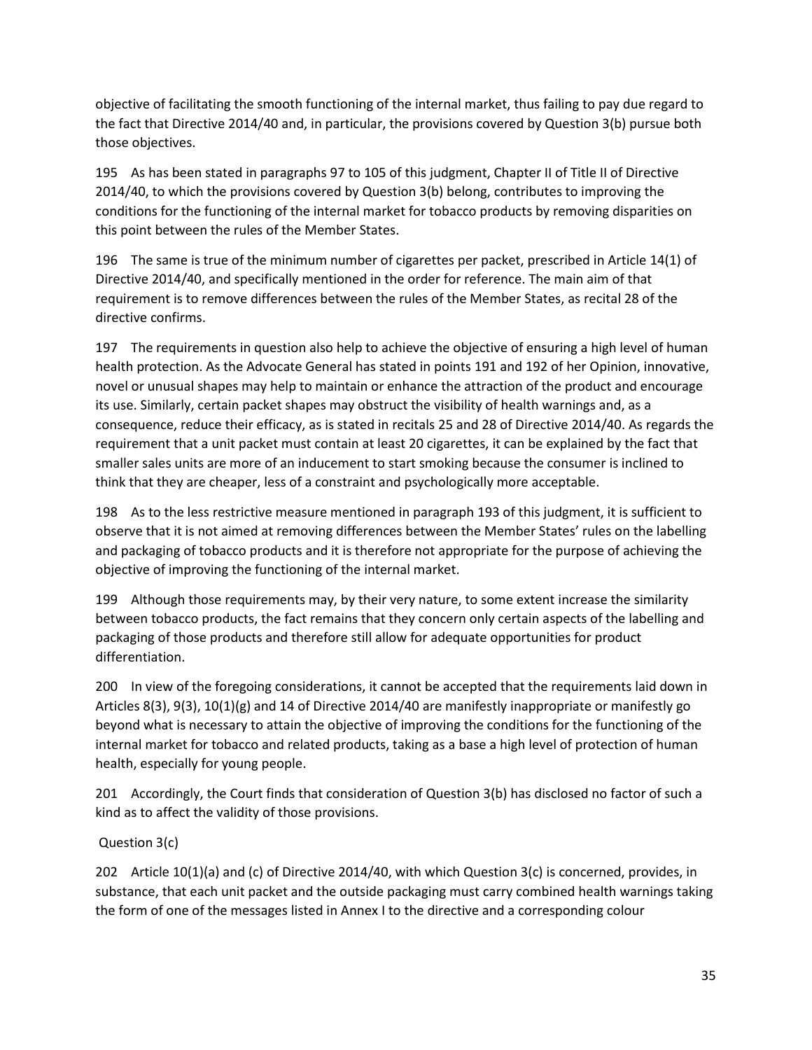objective of facilitating the smooth functioning of the internal market, thus failing to pay due regard to the fact that Directive 2014/40 and, in particular, the provisions covered by Question 3(b) pursue both those objectives.

195 As has been stated in paragraphs 97 to 105 of this judgment, Chapter II of Title II of Directive 2014/40, to which the provisions covered by Question 3(b) belong, contributes to improving the conditions for the functioning of the internal market for tobacco products by removing disparities on this point between the rules of the Member States.

196 The same is true of the minimum number of cigarettes per packet, prescribed in Article 14(1) of Directive 2014/40, and specifically mentioned in the order for reference. The main aim of that requirement is to remove differences between the rules of the Member States, as recital 28 of the directive confirms.

197 The requirements in question also help to achieve the objective of ensuring a high level of human health protection. As the Advocate General has stated in points 191 and 192 of her Opinion, innovative, novel or unusual shapes may help to maintain or enhance the attraction of the product and encourage its use. Similarly, certain packet shapes may obstruct the visibility of health warnings and, as a consequence, reduce their efficacy, as is stated in recitals 25 and 28 of Directive 2014/40. As regards the requirement that a unit packet must contain at least 20 cigarettes, it can be explained by the fact that smaller sales units are more of an inducement to start smoking because the consumer is inclined to think that they are cheaper, less of a constraint and psychologically more acceptable.

198 As to the less restrictive measure mentioned in paragraph 193 of this judgment, it is sufficient to observe that it is not aimed at removing differences between the Member States' rules on the labelling and packaging of tobacco products and it is therefore not appropriate for the purpose of achieving the objective of improving the functioning of the internal market.

199 Although those requirements may, by their very nature, to some extent increase the similarity between tobacco products, the fact remains that they concern only certain aspects of the labelling and packaging of those products and therefore still allow for adequate opportunities for product differentiation.

200 In view of the foregoing considerations, it cannot be accepted that the requirements laid down in Articles 8(3), 9(3), 10(1)(g) and 14 of Directive 2014/40 are manifestly inappropriate or manifestly go beyond what is necessary to attain the objective of improving the conditions for the functioning of the internal market for tobacco and related products, taking as a base a high level of protection of human health, especially for young people.

201 Accordingly, the Court finds that consideration of Question 3(b) has disclosed no factor of such a kind as to affect the validity of those provisions.

Question 3(c)

202 Article 10(1)(a) and (c) of Directive 2014/40, with which Question 3(c) is concerned, provides, in substance, that each unit packet and the outside packaging must carry combined health warnings taking the form of one of the messages listed in Annex I to the directive and a corresponding colour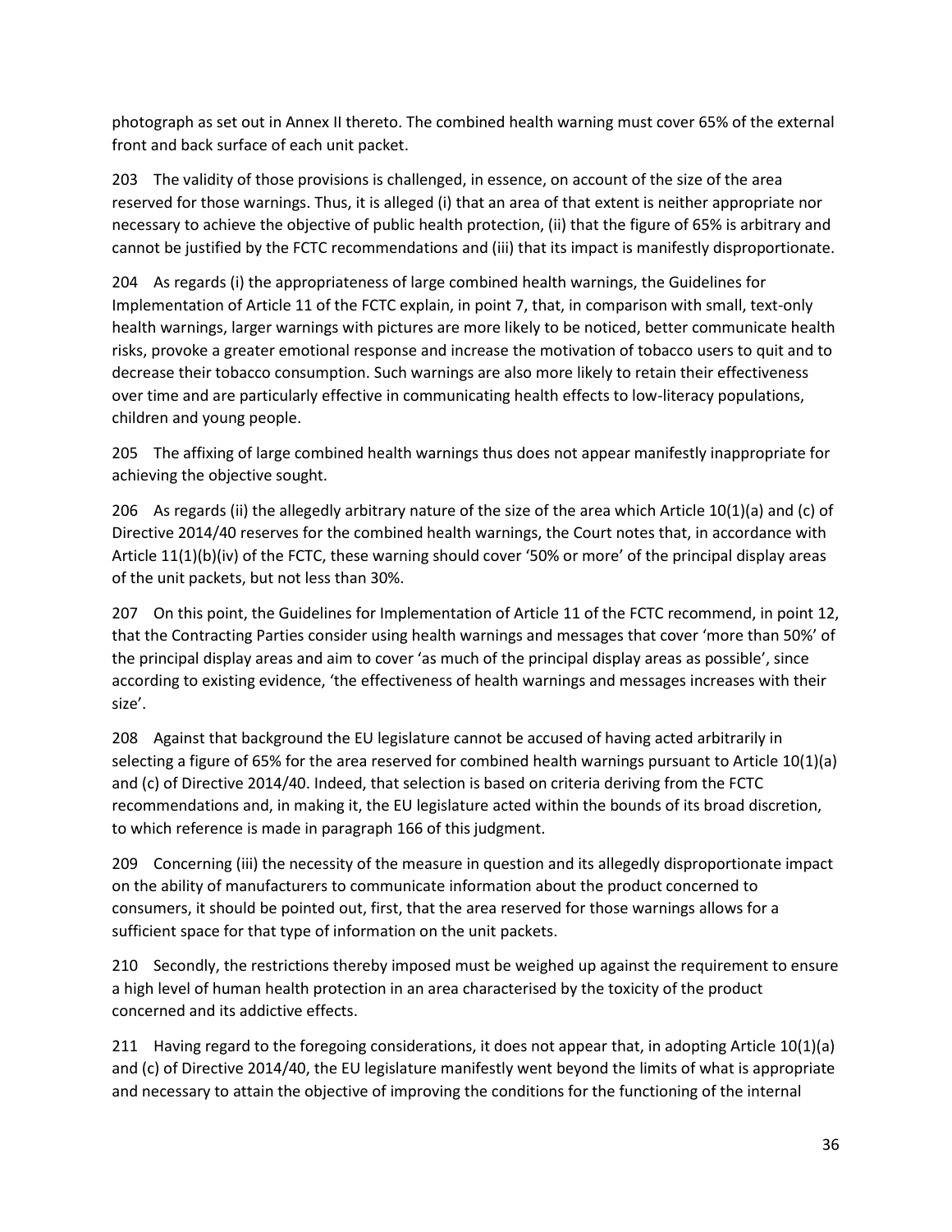photograph as set out in Annex II thereto. The combined health warning must cover 65% of the external front and back surface of each unit packet.

203 The validity of those provisions is challenged, in essence, on account of the size of the area reserved for those warnings. Thus, it is alleged (i) that an area of that extent is neither appropriate nor necessary to achieve the objective of public health protection, (ii) that the figure of 65% is arbitrary and cannot be justified by the FCTC recommendations and (iii) that its impact is manifestly disproportionate.

204 As regards (i) the appropriateness of large combined health warnings, the Guidelines for Implementation of Article 11 of the FCTC explain, in point 7, that, in comparison with small, text-only health warnings, larger warnings with pictures are more likely to be noticed, better communicate health risks, provoke a greater emotional response and increase the motivation of tobacco users to quit and to decrease their tobacco consumption. Such warnings are also more likely to retain their effectiveness over time and are particularly effective in communicating health effects to low-literacy populations, children and young people.

205 The affixing of large combined health warnings thus does not appear manifestly inappropriate for achieving the objective sought.

206 As regards (ii) the allegedly arbitrary nature of the size of the area which Article 10(1)(a) and (c) of Directive 2014/40 reserves for the combined health warnings, the Court notes that, in accordance with Article 11(1)(b)(iv) of the FCTC, these warning should cover '50% or more' of the principal display areas of the unit packets, but not less than 30%.

207 On this point, the Guidelines for Implementation of Article 11 of the FCTC recommend, in point 12, that the Contracting Parties consider using health warnings and messages that cover 'more than 50%' of the principal display areas and aim to cover 'as much of the principal display areas as possible', since according to existing evidence, 'the effectiveness of health warnings and messages increases with their size'.

208 Against that background the EU legislature cannot be accused of having acted arbitrarily in selecting a figure of 65% for the area reserved for combined health warnings pursuant to Article 10(1)(a) and (c) of Directive 2014/40. Indeed, that selection is based on criteria deriving from the FCTC recommendations and, in making it, the EU legislature acted within the bounds of its broad discretion, to which reference is made in paragraph 166 of this judgment.

209 Concerning (iii) the necessity of the measure in question and its allegedly disproportionate impact on the ability of manufacturers to communicate information about the product concerned to consumers, it should be pointed out, first, that the area reserved for those warnings allows for a sufficient space for that type of information on the unit packets.

210 Secondly, the restrictions thereby imposed must be weighed up against the requirement to ensure a high level of human health protection in an area characterised by the toxicity of the product concerned and its addictive effects.

211 Having regard to the foregoing considerations, it does not appear that, in adopting Article 10(1)(a) and (c) of Directive 2014/40, the EU legislature manifestly went beyond the limits of what is appropriate and necessary to attain the objective of improving the conditions for the functioning of the internal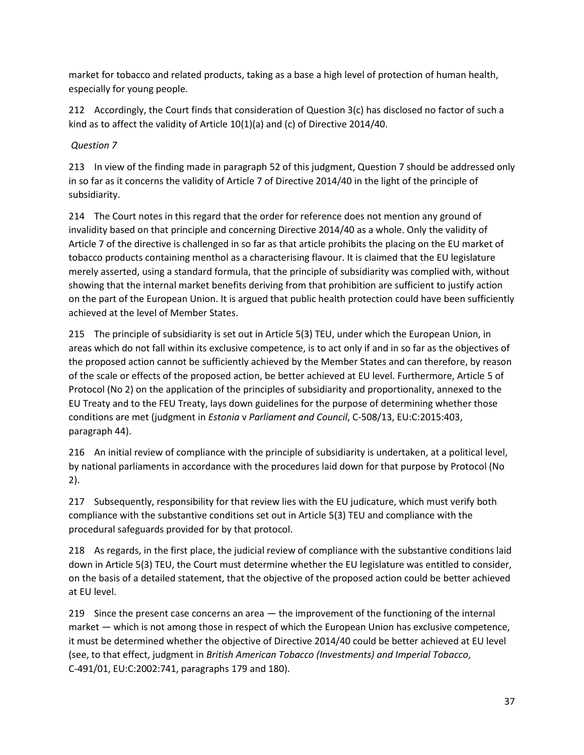market for tobacco and related products, taking as a base a high level of protection of human health, especially for young people.

212 Accordingly, the Court finds that consideration of Question 3(c) has disclosed no factor of such a kind as to affect the validity of Article 10(1)(a) and (c) of Directive 2014/40.

*Question 7*

213 In view of the finding made in paragraph 52 of this judgment, Question 7 should be addressed only in so far as it concerns the validity of Article 7 of Directive 2014/40 in the light of the principle of subsidiarity.

214 The Court notes in this regard that the order for reference does not mention any ground of invalidity based on that principle and concerning Directive 2014/40 as a whole. Only the validity of Article 7 of the directive is challenged in so far as that article prohibits the placing on the EU market of tobacco products containing menthol as a characterising flavour. It is claimed that the EU legislature merely asserted, using a standard formula, that the principle of subsidiarity was complied with, without showing that the internal market benefits deriving from that prohibition are sufficient to justify action on the part of the European Union. It is argued that public health protection could have been sufficiently achieved at the level of Member States.

215 The principle of subsidiarity is set out in Article 5(3) TEU, under which the European Union, in areas which do not fall within its exclusive competence, is to act only if and in so far as the objectives of the proposed action cannot be sufficiently achieved by the Member States and can therefore, by reason of the scale or effects of the proposed action, be better achieved at EU level. Furthermore, Article 5 of Protocol (No 2) on the application of the principles of subsidiarity and proportionality, annexed to the EU Treaty and to the FEU Treaty, lays down guidelines for the purpose of determining whether those conditions are met (judgment in *Estonia* v *Parliament and Council*, C-508/13, EU:C:2015:403, paragraph 44).

216 An initial review of compliance with the principle of subsidiarity is undertaken, at a political level, by national parliaments in accordance with the procedures laid down for that purpose by Protocol (No 2).

217 Subsequently, responsibility for that review lies with the EU judicature, which must verify both compliance with the substantive conditions set out in Article 5(3) TEU and compliance with the procedural safeguards provided for by that protocol.

218 As regards, in the first place, the judicial review of compliance with the substantive conditions laid down in Article 5(3) TEU, the Court must determine whether the EU legislature was entitled to consider, on the basis of a detailed statement, that the objective of the proposed action could be better achieved at EU level.

219 Since the present case concerns an area — the improvement of the functioning of the internal market — which is not among those in respect of which the European Union has exclusive competence, it must be determined whether the objective of Directive 2014/40 could be better achieved at EU level (see, to that effect, judgment in *British American Tobacco (Investments) and Imperial Tobacco*, C-491/01, EU:C:2002:741, paragraphs 179 and 180).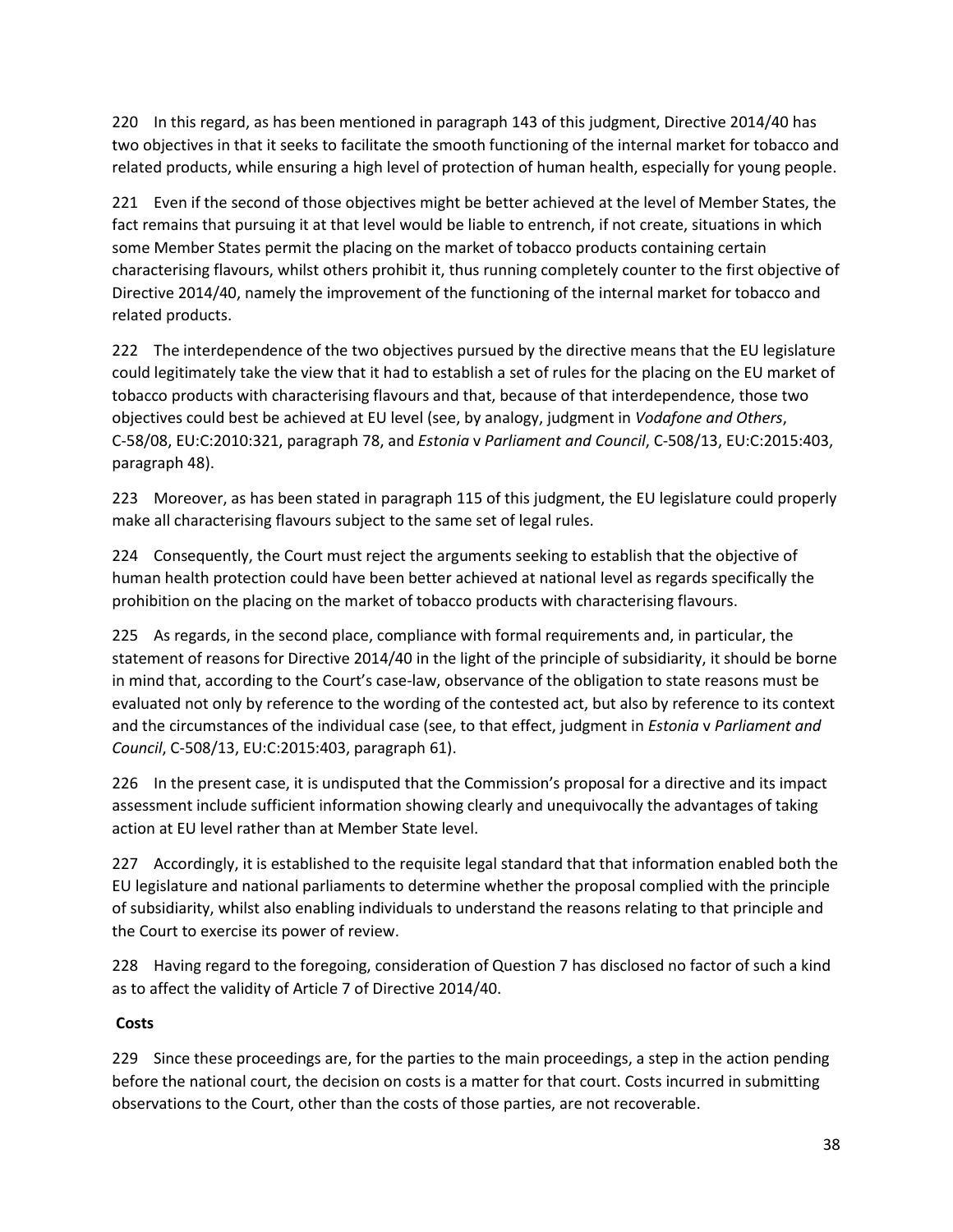220 In this regard, as has been mentioned in paragraph 143 of this judgment, Directive 2014/40 has two objectives in that it seeks to facilitate the smooth functioning of the internal market for tobacco and related products, while ensuring a high level of protection of human health, especially for young people.

221 Even if the second of those objectives might be better achieved at the level of Member States, the fact remains that pursuing it at that level would be liable to entrench, if not create, situations in which some Member States permit the placing on the market of tobacco products containing certain characterising flavours, whilst others prohibit it, thus running completely counter to the first objective of Directive 2014/40, namely the improvement of the functioning of the internal market for tobacco and related products.

222 The interdependence of the two objectives pursued by the directive means that the EU legislature could legitimately take the view that it had to establish a set of rules for the placing on the EU market of tobacco products with characterising flavours and that, because of that interdependence, those two objectives could best be achieved at EU level (see, by analogy, judgment in *Vodafone and Others*, C-58/08, EU:C:2010:321, paragraph 78, and *Estonia* v *Parliament and Council*, C-508/13, EU:C:2015:403, paragraph 48).

223 Moreover, as has been stated in paragraph 115 of this judgment, the EU legislature could properly make all characterising flavours subject to the same set of legal rules.

224 Consequently, the Court must reject the arguments seeking to establish that the objective of human health protection could have been better achieved at national level as regards specifically the prohibition on the placing on the market of tobacco products with characterising flavours.

225 As regards, in the second place, compliance with formal requirements and, in particular, the statement of reasons for Directive 2014/40 in the light of the principle of subsidiarity, it should be borne in mind that, according to the Court's case-law, observance of the obligation to state reasons must be evaluated not only by reference to the wording of the contested act, but also by reference to its context and the circumstances of the individual case (see, to that effect, judgment in *Estonia* v *Parliament and Council*, C-508/13, EU:C:2015:403, paragraph 61).

226 In the present case, it is undisputed that the Commission's proposal for a directive and its impact assessment include sufficient information showing clearly and unequivocally the advantages of taking action at EU level rather than at Member State level.

227 Accordingly, it is established to the requisite legal standard that that information enabled both the EU legislature and national parliaments to determine whether the proposal complied with the principle of subsidiarity, whilst also enabling individuals to understand the reasons relating to that principle and the Court to exercise its power of review.

228 Having regard to the foregoing, consideration of Question 7 has disclosed no factor of such a kind as to affect the validity of Article 7 of Directive 2014/40.

**Costs**

229 Since these proceedings are, for the parties to the main proceedings, a step in the action pending before the national court, the decision on costs is a matter for that court. Costs incurred in submitting observations to the Court, other than the costs of those parties, are not recoverable.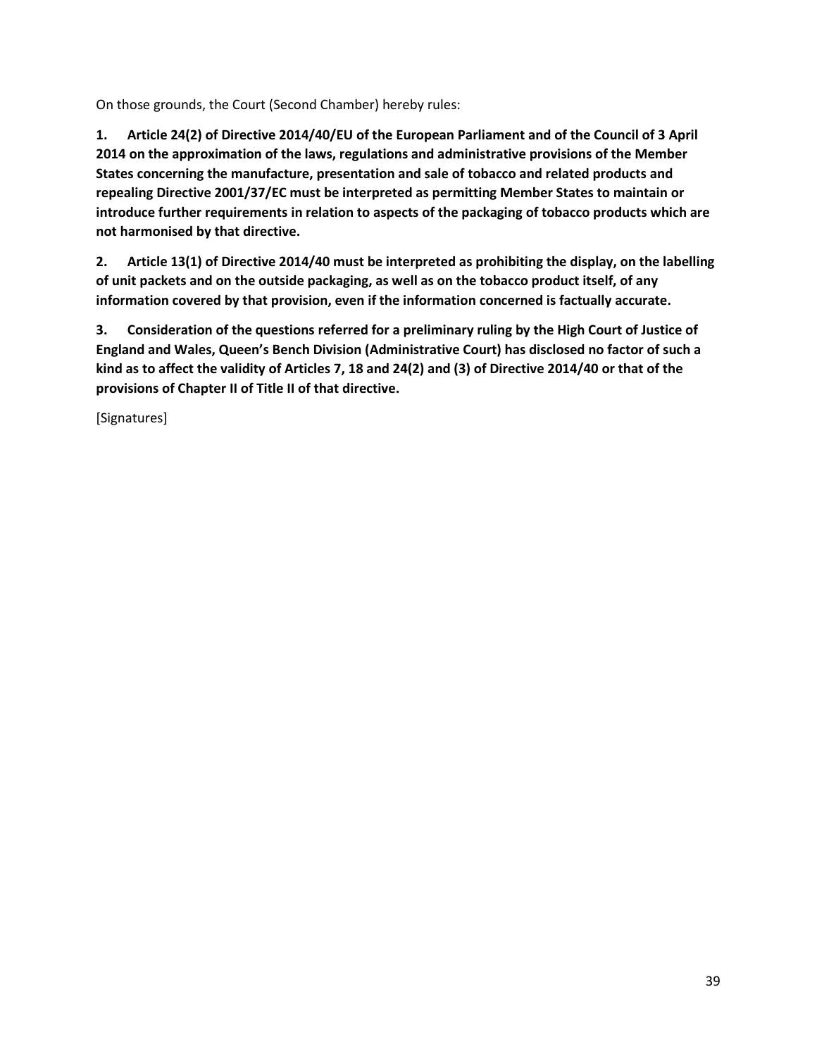On those grounds, the Court (Second Chamber) hereby rules:

**1. Article 24(2) of Directive 2014/40/EU of the European Parliament and of the Council of 3 April 2014 on the approximation of the laws, regulations and administrative provisions of the Member States concerning the manufacture, presentation and sale of tobacco and related products and repealing Directive 2001/37/EC must be interpreted as permitting Member States to maintain or introduce further requirements in relation to aspects of the packaging of tobacco products which are not harmonised by that directive.**

**2. Article 13(1) of Directive 2014/40 must be interpreted as prohibiting the display, on the labelling of unit packets and on the outside packaging, as well as on the tobacco product itself, of any information covered by that provision, even if the information concerned is factually accurate.**

**3. Consideration of the questions referred for a preliminary ruling by the High Court of Justice of England and Wales, Queen's Bench Division (Administrative Court) has disclosed no factor of such a kind as to affect the validity of Articles 7, 18 and 24(2) and (3) of Directive 2014/40 or that of the provisions of Chapter II of Title II of that directive.**

[Signatures]